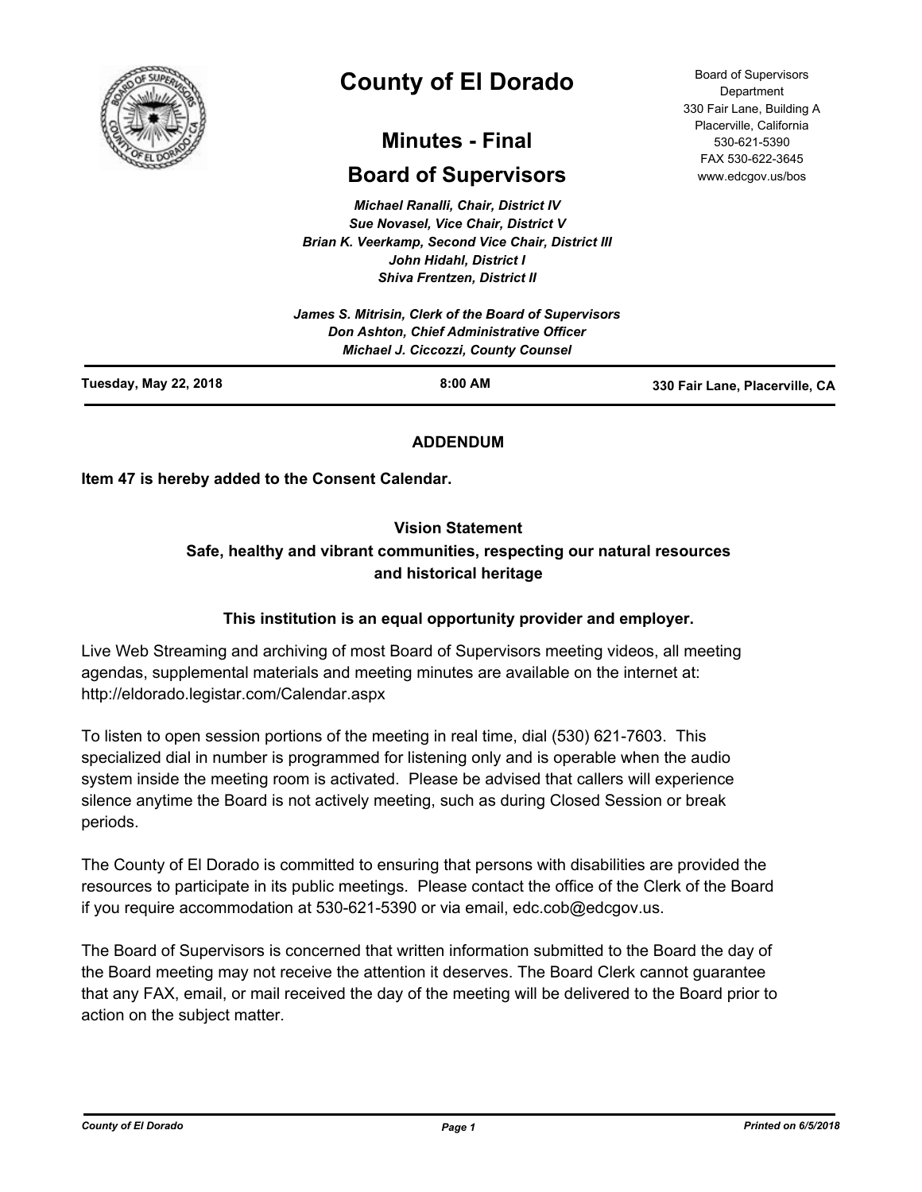# County of El Dorado

## Minutes - Final

## Board of Supervisors

Board of Supervisors Department
330 Fair Lane, Building A
Placerville, California
530-621-5390
FAX 530-622-3645
www.edcgov.us/bos

*Michael Ranalli, Chair, District IV*
*Sue Novasel, Vice Chair, District V*
*Brian K. Veerkamp, Second Vice Chair, District III*
*John Hidahl, District I*
*Shiva Frentzen, District II*

*James S. Mitrisin, Clerk of the Board of Supervisors*
*Don Ashton, Chief Administrative Officer*
*Michael J. Ciccozzi, County Counsel*

| Tuesday, May 22, 2018 | 8:00 AM | 330 Fair Lane, Placerville, CA |
|---|---|---|

**ADDENDUM**

**Item 47 is hereby added to the Consent Calendar.**

**Vision Statement**
**Safe, healthy and vibrant communities, respecting our natural resources and historical heritage**

**This institution is an equal opportunity provider and employer.**

Live Web Streaming and archiving of most Board of Supervisors meeting videos, all meeting agendas, supplemental materials and meeting minutes are available on the internet at: http://eldorado.legistar.com/Calendar.aspx

To listen to open session portions of the meeting in real time, dial (530) 621-7603. This specialized dial in number is programmed for listening only and is operable when the audio system inside the meeting room is activated. Please be advised that callers will experience silence anytime the Board is not actively meeting, such as during Closed Session or break periods.

The County of El Dorado is committed to ensuring that persons with disabilities are provided the resources to participate in its public meetings. Please contact the office of the Clerk of the Board if you require accommodation at 530-621-5390 or via email, edc.cob@edcgov.us.

The Board of Supervisors is concerned that written information submitted to the Board the day of the Board meeting may not receive the attention it deserves. The Board Clerk cannot guarantee that any FAX, email, or mail received the day of the meeting will be delivered to the Board prior to action on the subject matter.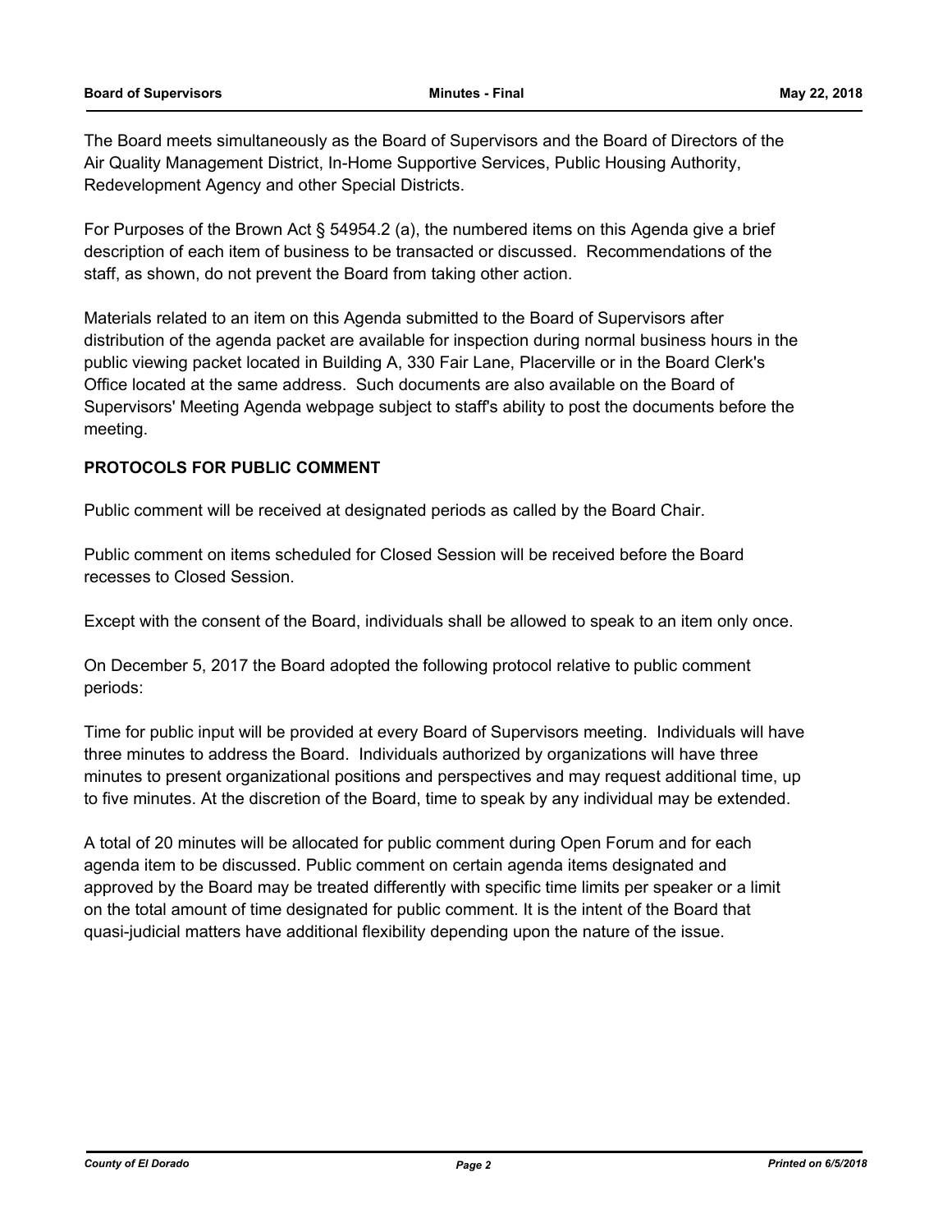The Board meets simultaneously as the Board of Supervisors and the Board of Directors of the Air Quality Management District, In-Home Supportive Services, Public Housing Authority, Redevelopment Agency and other Special Districts.

For Purposes of the Brown Act § 54954.2 (a), the numbered items on this Agenda give a brief description of each item of business to be transacted or discussed. Recommendations of the staff, as shown, do not prevent the Board from taking other action.

Materials related to an item on this Agenda submitted to the Board of Supervisors after distribution of the agenda packet are available for inspection during normal business hours in the public viewing packet located in Building A, 330 Fair Lane, Placerville or in the Board Clerk's Office located at the same address. Such documents are also available on the Board of Supervisors' Meeting Agenda webpage subject to staff's ability to post the documents before the meeting.

**PROTOCOLS FOR PUBLIC COMMENT**

Public comment will be received at designated periods as called by the Board Chair.

Public comment on items scheduled for Closed Session will be received before the Board recesses to Closed Session.

Except with the consent of the Board, individuals shall be allowed to speak to an item only once.

On December 5, 2017 the Board adopted the following protocol relative to public comment periods:

Time for public input will be provided at every Board of Supervisors meeting. Individuals will have three minutes to address the Board. Individuals authorized by organizations will have three minutes to present organizational positions and perspectives and may request additional time, up to five minutes. At the discretion of the Board, time to speak by any individual may be extended.

A total of 20 minutes will be allocated for public comment during Open Forum and for each agenda item to be discussed. Public comment on certain agenda items designated and approved by the Board may be treated differently with specific time limits per speaker or a limit on the total amount of time designated for public comment. It is the intent of the Board that quasi-judicial matters have additional flexibility depending upon the nature of the issue.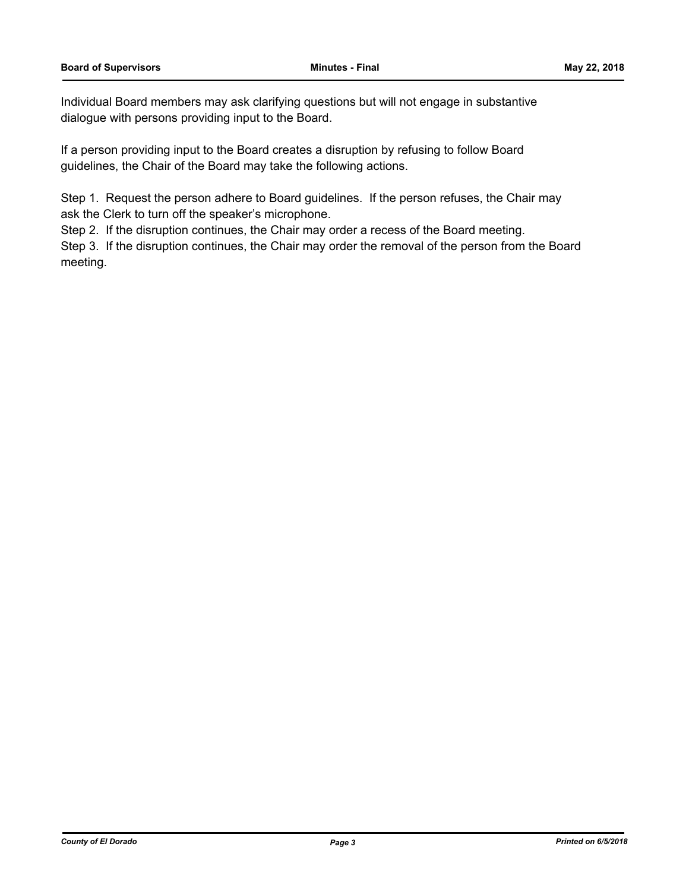Individual Board members may ask clarifying questions but will not engage in substantive dialogue with persons providing input to the Board.

If a person providing input to the Board creates a disruption by refusing to follow Board guidelines, the Chair of the Board may take the following actions.

Step 1. Request the person adhere to Board guidelines. If the person refuses, the Chair may ask the Clerk to turn off the speaker's microphone.
Step 2. If the disruption continues, the Chair may order a recess of the Board meeting.
Step 3. If the disruption continues, the Chair may order the removal of the person from the Board meeting.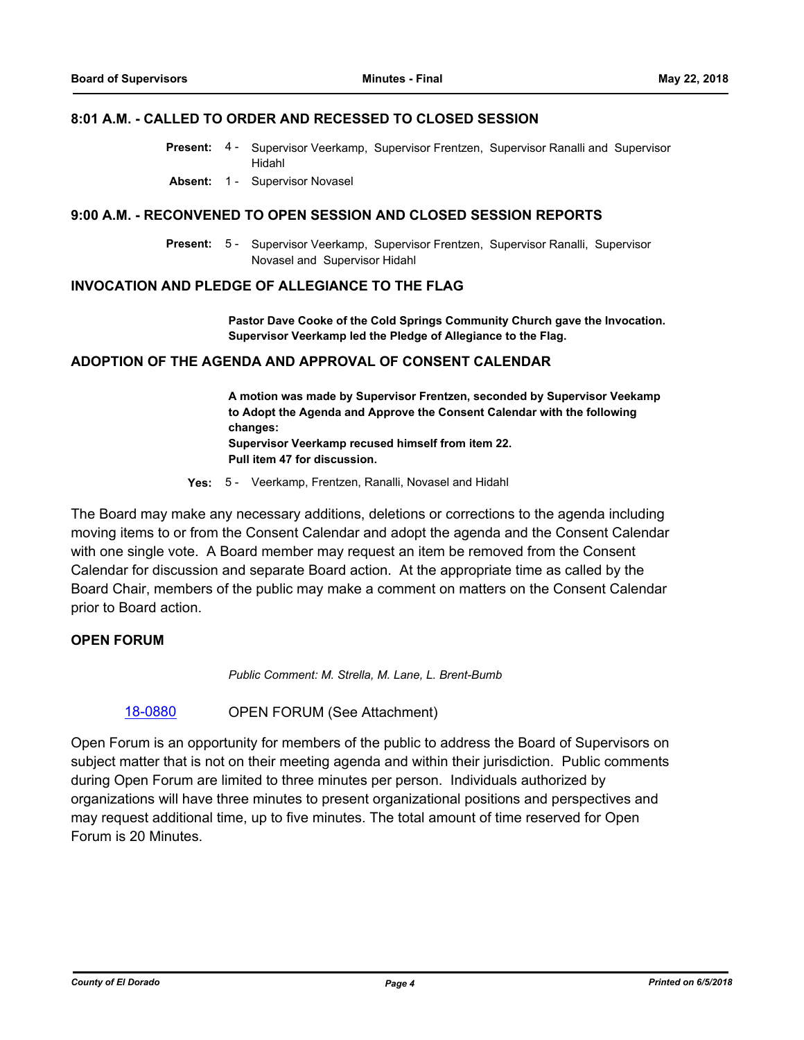## 8:01 A.M. - CALLED TO ORDER AND RECESSED TO CLOSED SESSION

**Present:** 4 - Supervisor Veerkamp, Supervisor Frentzen, Supervisor Ranalli and Supervisor Hidahl

**Absent:** 1 - Supervisor Novasel

## 9:00 A.M. - RECONVENED TO OPEN SESSION AND CLOSED SESSION REPORTS

**Present:** 5 - Supervisor Veerkamp, Supervisor Frentzen, Supervisor Ranalli, Supervisor Novasel and Supervisor Hidahl

## INVOCATION AND PLEDGE OF ALLEGIANCE TO THE FLAG

**Pastor Dave Cooke of the Cold Springs Community Church gave the Invocation. Supervisor Veerkamp led the Pledge of Allegiance to the Flag.**

## ADOPTION OF THE AGENDA AND APPROVAL OF CONSENT CALENDAR

**A motion was made by Supervisor Frentzen, seconded by Supervisor Veekamp to Adopt the Agenda and Approve the Consent Calendar with the following changes:**
**Supervisor Veerkamp recused himself from item 22.**
**Pull item 47 for discussion.**

**Yes:** 5 - Veerkamp, Frentzen, Ranalli, Novasel and Hidahl

The Board may make any necessary additions, deletions or corrections to the agenda including moving items to or from the Consent Calendar and adopt the agenda and the Consent Calendar with one single vote. A Board member may request an item be removed from the Consent Calendar for discussion and separate Board action. At the appropriate time as called by the Board Chair, members of the public may make a comment on matters on the Consent Calendar prior to Board action.

## OPEN FORUM

*Public Comment: M. Strella, M. Lane, L. Brent-Bumb*

18-0880 OPEN FORUM (See Attachment)

Open Forum is an opportunity for members of the public to address the Board of Supervisors on subject matter that is not on their meeting agenda and within their jurisdiction. Public comments during Open Forum are limited to three minutes per person. Individuals authorized by organizations will have three minutes to present organizational positions and perspectives and may request additional time, up to five minutes. The total amount of time reserved for Open Forum is 20 Minutes.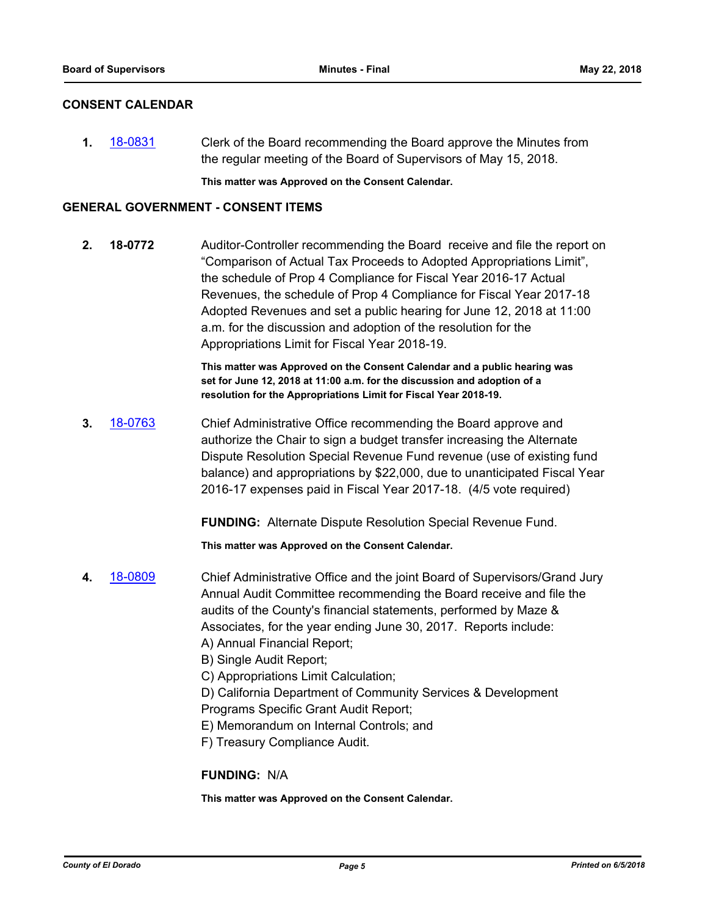## CONSENT CALENDAR

**1.** 18-0831 Clerk of the Board recommending the Board approve the Minutes from the regular meeting of the Board of Supervisors of May 15, 2018.

**This matter was Approved on the Consent Calendar.**

## GENERAL GOVERNMENT - CONSENT ITEMS

**2.** **18-0772** Auditor-Controller recommending the Board receive and file the report on "Comparison of Actual Tax Proceeds to Adopted Appropriations Limit", the schedule of Prop 4 Compliance for Fiscal Year 2016-17 Actual Revenues, the schedule of Prop 4 Compliance for Fiscal Year 2017-18 Adopted Revenues and set a public hearing for June 12, 2018 at 11:00 a.m. for the discussion and adoption of the resolution for the Appropriations Limit for Fiscal Year 2018-19.

**This matter was Approved on the Consent Calendar and a public hearing was set for June 12, 2018 at 11:00 a.m. for the discussion and adoption of a resolution for the Appropriations Limit for Fiscal Year 2018-19.**

**3.** 18-0763 Chief Administrative Office recommending the Board approve and authorize the Chair to sign a budget transfer increasing the Alternate Dispute Resolution Special Revenue Fund revenue (use of existing fund balance) and appropriations by $22,000, due to unanticipated Fiscal Year 2016-17 expenses paid in Fiscal Year 2017-18. (4/5 vote required)

**FUNDING:** Alternate Dispute Resolution Special Revenue Fund.

**This matter was Approved on the Consent Calendar.**

**4.** 18-0809 Chief Administrative Office and the joint Board of Supervisors/Grand Jury Annual Audit Committee recommending the Board receive and file the audits of the County's financial statements, performed by Maze & Associates, for the year ending June 30, 2017. Reports include:

A) Annual Financial Report;
B) Single Audit Report;
C) Appropriations Limit Calculation;
D) California Department of Community Services & Development Programs Specific Grant Audit Report;
E) Memorandum on Internal Controls; and
F) Treasury Compliance Audit.

**FUNDING:** N/A

**This matter was Approved on the Consent Calendar.**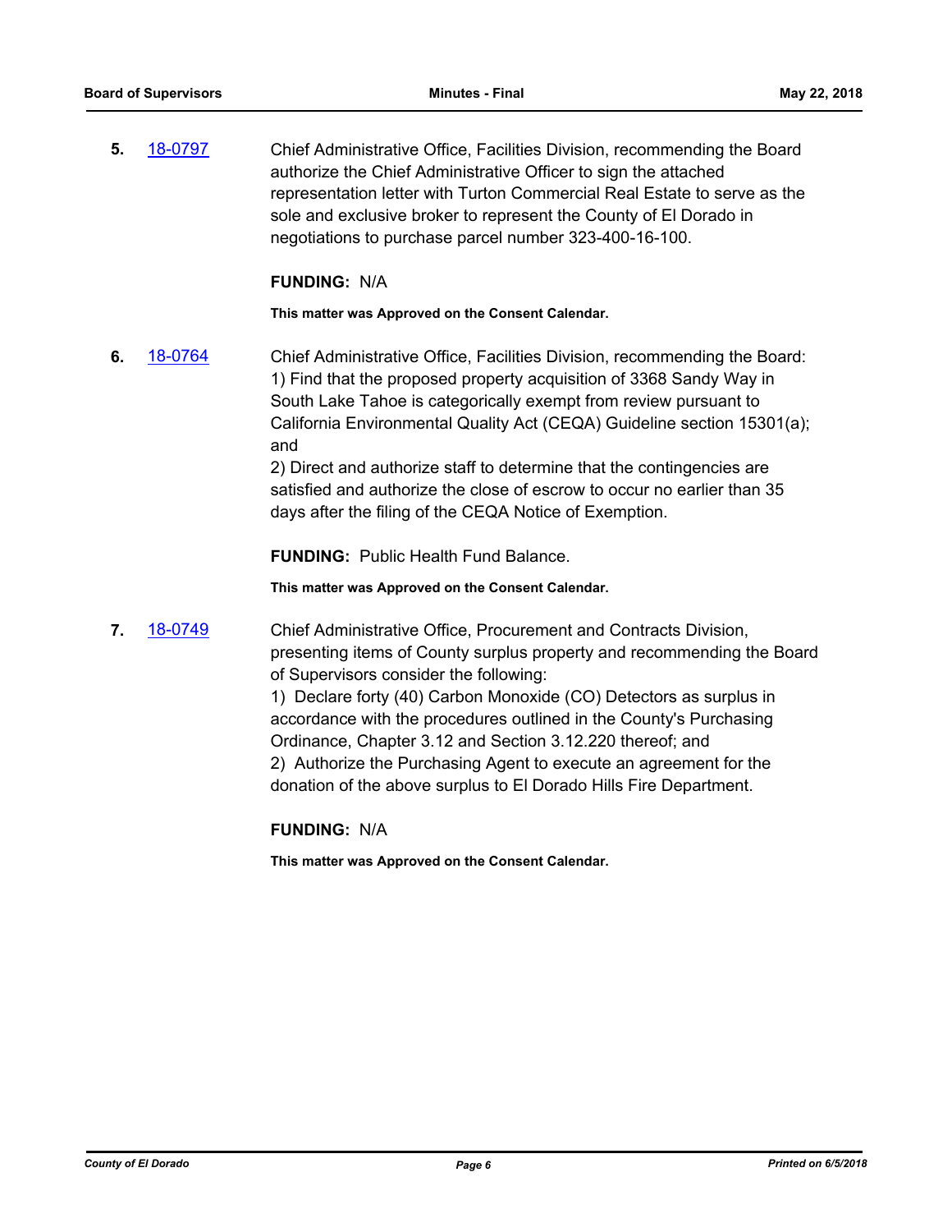**5.** 18-0797 Chief Administrative Office, Facilities Division, recommending the Board authorize the Chief Administrative Officer to sign the attached representation letter with Turton Commercial Real Estate to serve as the sole and exclusive broker to represent the County of El Dorado in negotiations to purchase parcel number 323-400-16-100.

**FUNDING:** N/A

**This matter was Approved on the Consent Calendar.**

**6.** 18-0764 Chief Administrative Office, Facilities Division, recommending the Board:
1) Find that the proposed property acquisition of 3368 Sandy Way in South Lake Tahoe is categorically exempt from review pursuant to California Environmental Quality Act (CEQA) Guideline section 15301(a); and
2) Direct and authorize staff to determine that the contingencies are satisfied and authorize the close of escrow to occur no earlier than 35 days after the filing of the CEQA Notice of Exemption.

**FUNDING:** Public Health Fund Balance.

**This matter was Approved on the Consent Calendar.**

**7.** 18-0749 Chief Administrative Office, Procurement and Contracts Division, presenting items of County surplus property and recommending the Board of Supervisors consider the following:
1) Declare forty (40) Carbon Monoxide (CO) Detectors as surplus in accordance with the procedures outlined in the County's Purchasing Ordinance, Chapter 3.12 and Section 3.12.220 thereof; and
2) Authorize the Purchasing Agent to execute an agreement for the donation of the above surplus to El Dorado Hills Fire Department.

**FUNDING:** N/A

**This matter was Approved on the Consent Calendar.**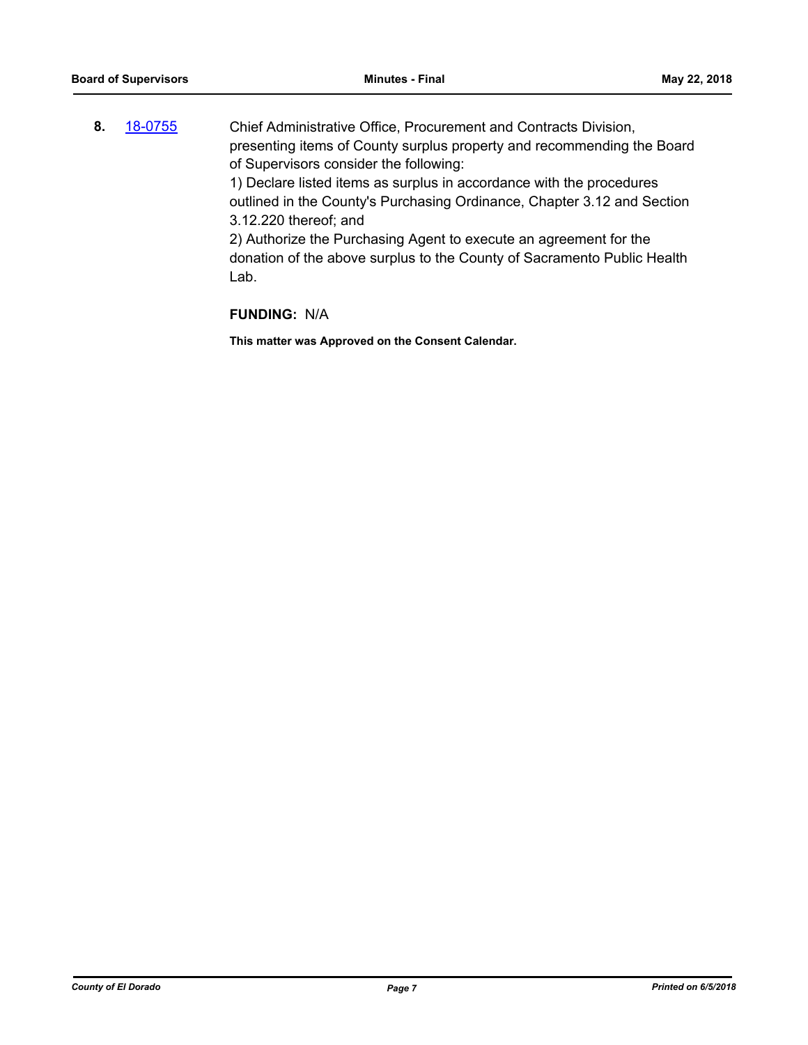**8.** [18-0755](18-0755) Chief Administrative Office, Procurement and Contracts Division, presenting items of County surplus property and recommending the Board of Supervisors consider the following:

1) Declare listed items as surplus in accordance with the procedures outlined in the County's Purchasing Ordinance, Chapter 3.12 and Section 3.12.220 thereof; and

2) Authorize the Purchasing Agent to execute an agreement for the donation of the above surplus to the County of Sacramento Public Health Lab.

**FUNDING:** N/A

**This matter was Approved on the Consent Calendar.**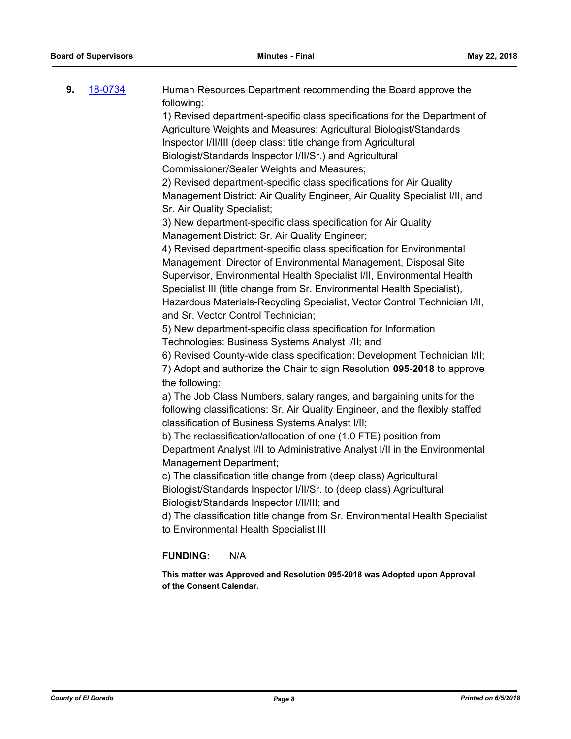**9.** 18-0734

Human Resources Department recommending the Board approve the following:

1) Revised department-specific class specifications for the Department of Agriculture Weights and Measures: Agricultural Biologist/Standards Inspector I/II/III (deep class: title change from Agricultural Biologist/Standards Inspector I/II/Sr.) and Agricultural Commissioner/Sealer Weights and Measures;

2) Revised department-specific class specifications for Air Quality Management District: Air Quality Engineer, Air Quality Specialist I/II, and Sr. Air Quality Specialist;

3) New department-specific class specification for Air Quality Management District: Sr. Air Quality Engineer;

4) Revised department-specific class specification for Environmental Management: Director of Environmental Management, Disposal Site Supervisor, Environmental Health Specialist I/II, Environmental Health Specialist III (title change from Sr. Environmental Health Specialist), Hazardous Materials-Recycling Specialist, Vector Control Technician I/II, and Sr. Vector Control Technician;

5) New department-specific class specification for Information Technologies: Business Systems Analyst I/II; and

6) Revised County-wide class specification: Development Technician I/II;

7) Adopt and authorize the Chair to sign Resolution **095-2018** to approve the following:

a) The Job Class Numbers, salary ranges, and bargaining units for the following classifications: Sr. Air Quality Engineer, and the flexibly staffed classification of Business Systems Analyst I/II;

b) The reclassification/allocation of one (1.0 FTE) position from Department Analyst I/II to Administrative Analyst I/II in the Environmental Management Department;

c) The classification title change from (deep class) Agricultural Biologist/Standards Inspector I/II/Sr. to (deep class) Agricultural Biologist/Standards Inspector I/II/III; and

d) The classification title change from Sr. Environmental Health Specialist to Environmental Health Specialist III

**FUNDING:** N/A

**This matter was Approved and Resolution 095-2018 was Adopted upon Approval of the Consent Calendar.**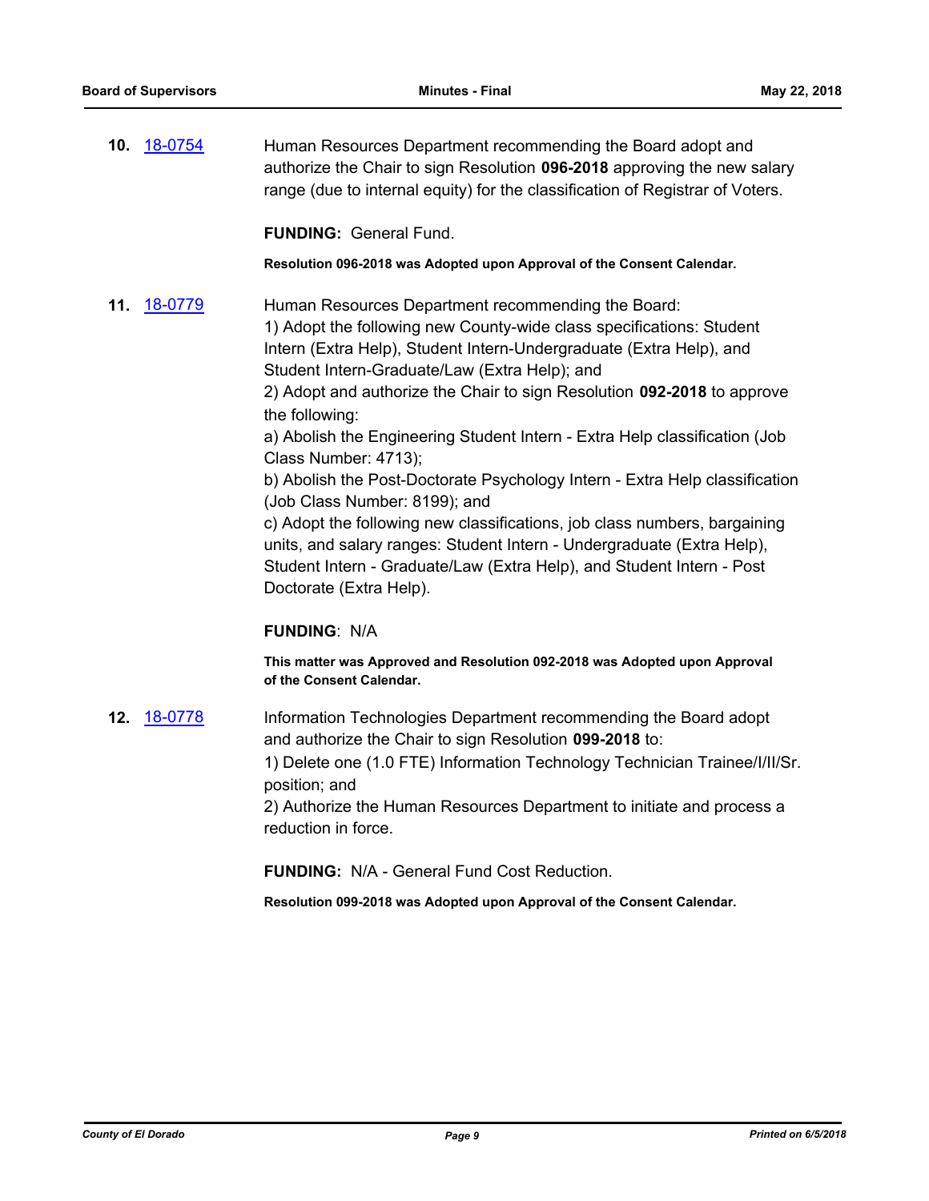**10.** 18-0754 Human Resources Department recommending the Board adopt and authorize the Chair to sign Resolution **096-2018** approving the new salary range (due to internal equity) for the classification of Registrar of Voters.

**FUNDING:** General Fund.

**Resolution 096-2018 was Adopted upon Approval of the Consent Calendar.**

**11.** 18-0779 Human Resources Department recommending the Board:
1) Adopt the following new County-wide class specifications: Student Intern (Extra Help), Student Intern-Undergraduate (Extra Help), and Student Intern-Graduate/Law (Extra Help); and
2) Adopt and authorize the Chair to sign Resolution **092-2018** to approve the following:
a) Abolish the Engineering Student Intern - Extra Help classification (Job Class Number: 4713);
b) Abolish the Post-Doctorate Psychology Intern - Extra Help classification (Job Class Number: 8199); and
c) Adopt the following new classifications, job class numbers, bargaining units, and salary ranges: Student Intern - Undergraduate (Extra Help), Student Intern - Graduate/Law (Extra Help), and Student Intern - Post Doctorate (Extra Help).

**FUNDING**: N/A

**This matter was Approved and Resolution 092-2018 was Adopted upon Approval of the Consent Calendar.**

**12.** 18-0778 Information Technologies Department recommending the Board adopt and authorize the Chair to sign Resolution **099-2018** to:
1) Delete one (1.0 FTE) Information Technology Technician Trainee/I/II/Sr. position; and
2) Authorize the Human Resources Department to initiate and process a reduction in force.

**FUNDING:** N/A - General Fund Cost Reduction.

**Resolution 099-2018 was Adopted upon Approval of the Consent Calendar.**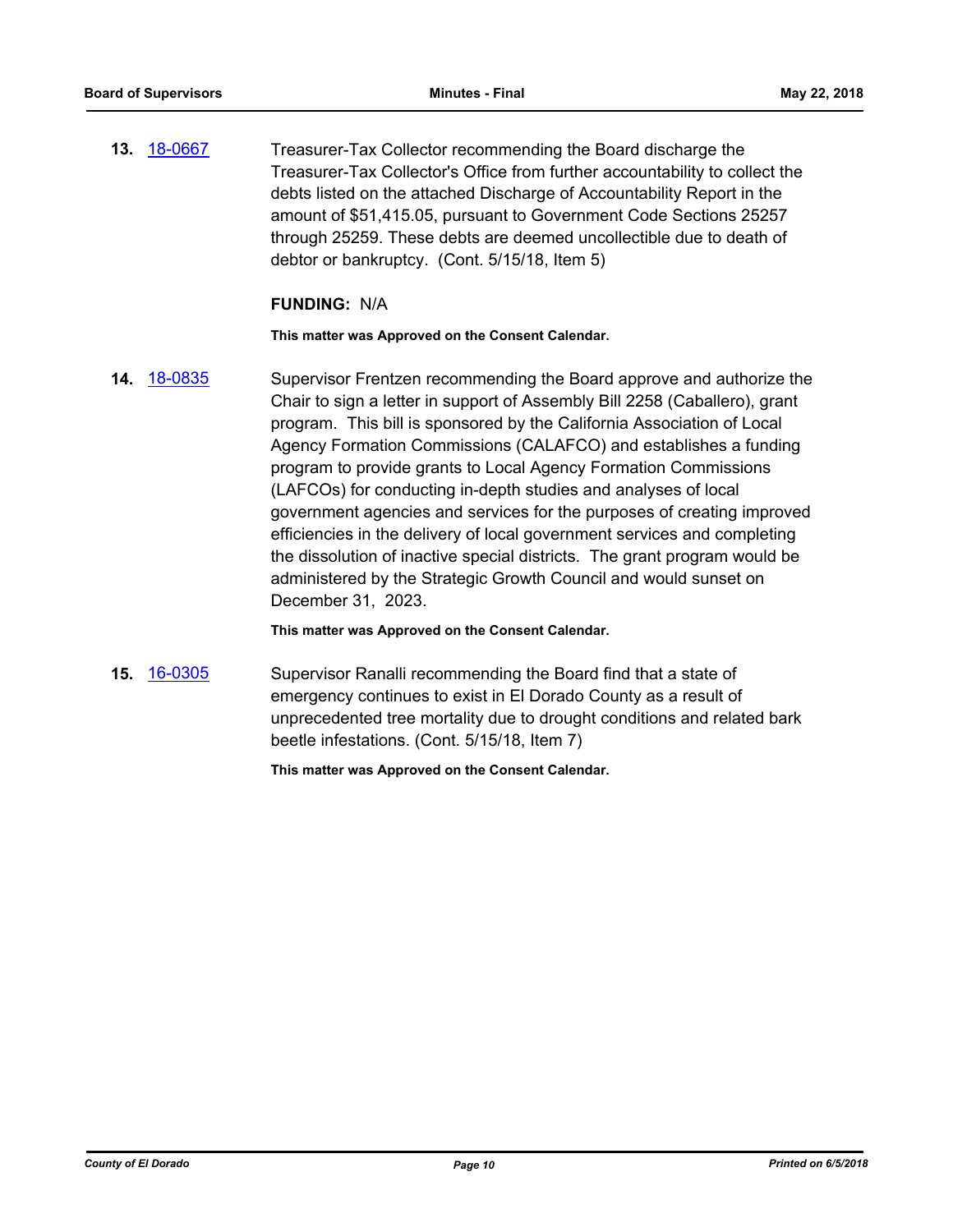**13.** 18-0667 Treasurer-Tax Collector recommending the Board discharge the Treasurer-Tax Collector's Office from further accountability to collect the debts listed on the attached Discharge of Accountability Report in the amount of $51,415.05, pursuant to Government Code Sections 25257 through 25259. These debts are deemed uncollectible due to death of debtor or bankruptcy. (Cont. 5/15/18, Item 5)

**FUNDING:** N/A

**This matter was Approved on the Consent Calendar.**

**14.** 18-0835 Supervisor Frentzen recommending the Board approve and authorize the Chair to sign a letter in support of Assembly Bill 2258 (Caballero), grant program. This bill is sponsored by the California Association of Local Agency Formation Commissions (CALAFCO) and establishes a funding program to provide grants to Local Agency Formation Commissions (LAFCOs) for conducting in-depth studies and analyses of local government agencies and services for the purposes of creating improved efficiencies in the delivery of local government services and completing the dissolution of inactive special districts. The grant program would be administered by the Strategic Growth Council and would sunset on December 31, 2023.

**This matter was Approved on the Consent Calendar.**

**15.** 16-0305 Supervisor Ranalli recommending the Board find that a state of emergency continues to exist in El Dorado County as a result of unprecedented tree mortality due to drought conditions and related bark beetle infestations. (Cont. 5/15/18, Item 7)

**This matter was Approved on the Consent Calendar.**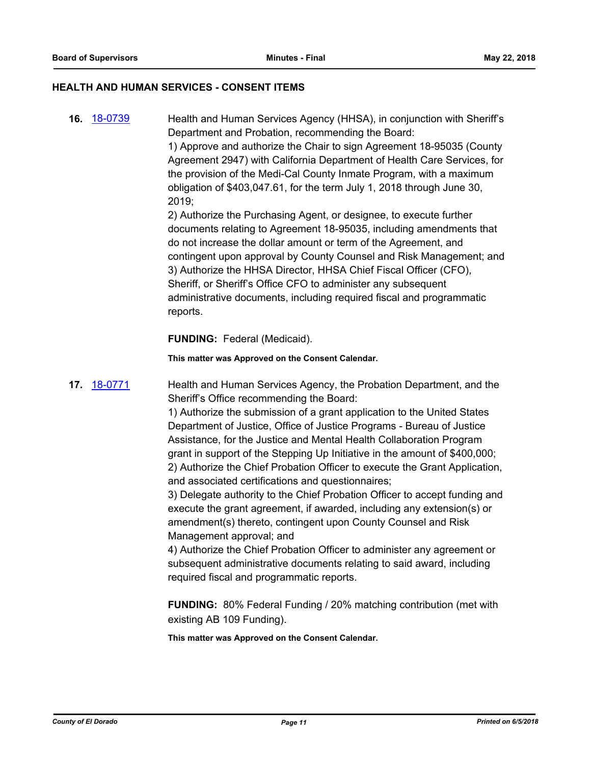## HEALTH AND HUMAN SERVICES - CONSENT ITEMS

**16.** [18-0739]

Health and Human Services Agency (HHSA), in conjunction with Sheriff's Department and Probation, recommending the Board:
1) Approve and authorize the Chair to sign Agreement 18-95035 (County Agreement 2947) with California Department of Health Care Services, for the provision of the Medi-Cal County Inmate Program, with a maximum obligation of $403,047.61, for the term July 1, 2018 through June 30, 2019;
2) Authorize the Purchasing Agent, or designee, to execute further documents relating to Agreement 18-95035, including amendments that do not increase the dollar amount or term of the Agreement, and contingent upon approval by County Counsel and Risk Management; and
3) Authorize the HHSA Director, HHSA Chief Fiscal Officer (CFO), Sheriff, or Sheriff's Office CFO to administer any subsequent administrative documents, including required fiscal and programmatic reports.

**FUNDING:** Federal (Medicaid).

**This matter was Approved on the Consent Calendar.**

**17.** [18-0771]

Health and Human Services Agency, the Probation Department, and the Sheriff's Office recommending the Board:
1) Authorize the submission of a grant application to the United States Department of Justice, Office of Justice Programs - Bureau of Justice Assistance, for the Justice and Mental Health Collaboration Program grant in support of the Stepping Up Initiative in the amount of $400,000;
2) Authorize the Chief Probation Officer to execute the Grant Application, and associated certifications and questionnaires;
3) Delegate authority to the Chief Probation Officer to accept funding and execute the grant agreement, if awarded, including any extension(s) or amendment(s) thereto, contingent upon County Counsel and Risk Management approval; and
4) Authorize the Chief Probation Officer to administer any agreement or subsequent administrative documents relating to said award, including required fiscal and programmatic reports.

**FUNDING:** 80% Federal Funding / 20% matching contribution (met with existing AB 109 Funding).

**This matter was Approved on the Consent Calendar.**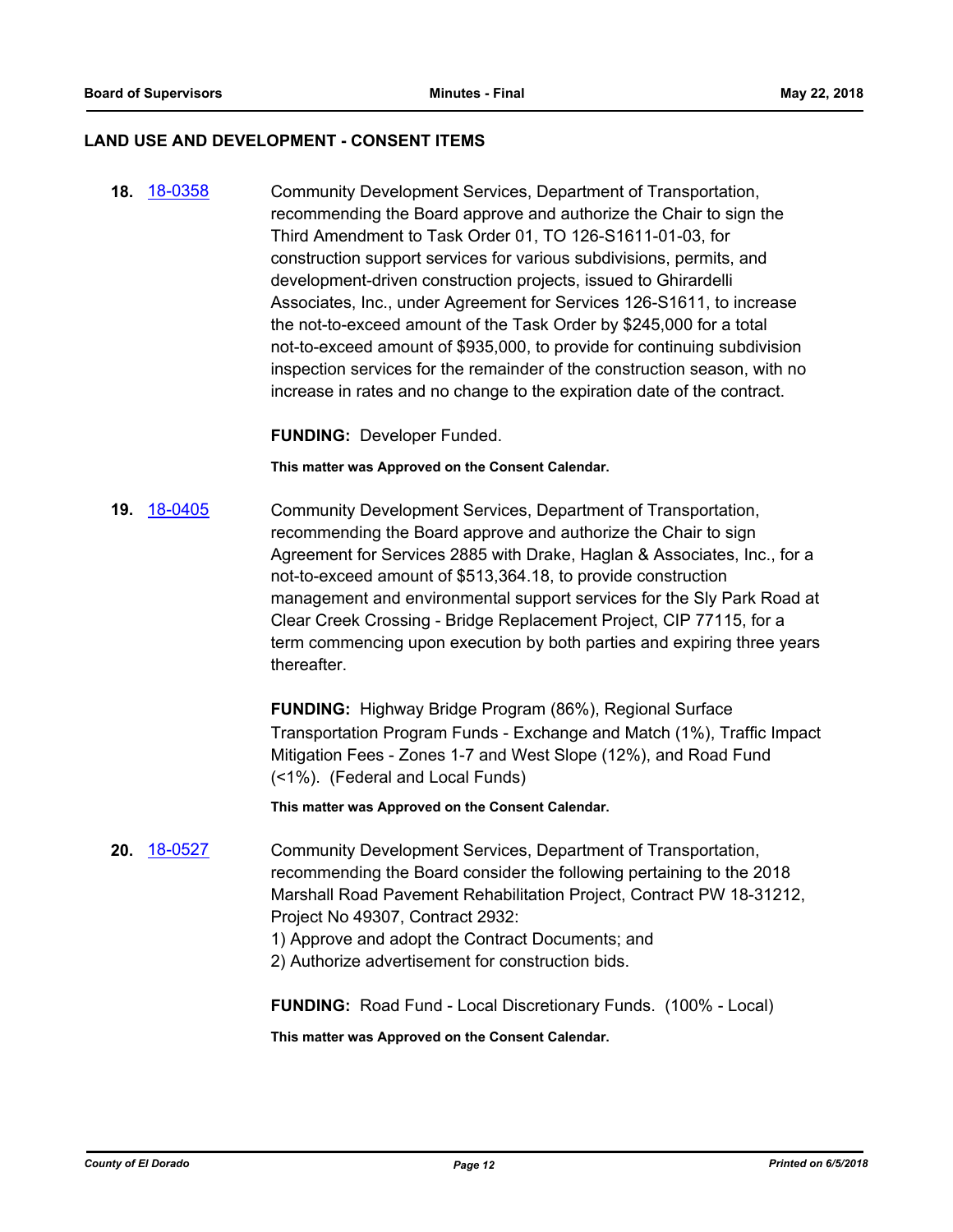## LAND USE AND DEVELOPMENT - CONSENT ITEMS

**18.** 18-0358 Community Development Services, Department of Transportation, recommending the Board approve and authorize the Chair to sign the Third Amendment to Task Order 01, TO 126-S1611-01-03, for construction support services for various subdivisions, permits, and development-driven construction projects, issued to Ghirardelli Associates, Inc., under Agreement for Services 126-S1611, to increase the not-to-exceed amount of the Task Order by $245,000 for a total not-to-exceed amount of $935,000, to provide for continuing subdivision inspection services for the remainder of the construction season, with no increase in rates and no change to the expiration date of the contract.

**FUNDING:** Developer Funded.

**This matter was Approved on the Consent Calendar.**

**19.** 18-0405 Community Development Services, Department of Transportation, recommending the Board approve and authorize the Chair to sign Agreement for Services 2885 with Drake, Haglan & Associates, Inc., for a not-to-exceed amount of $513,364.18, to provide construction management and environmental support services for the Sly Park Road at Clear Creek Crossing - Bridge Replacement Project, CIP 77115, for a term commencing upon execution by both parties and expiring three years thereafter.

**FUNDING:** Highway Bridge Program (86%), Regional Surface Transportation Program Funds - Exchange and Match (1%), Traffic Impact Mitigation Fees - Zones 1-7 and West Slope (12%), and Road Fund (<1%). (Federal and Local Funds)

**This matter was Approved on the Consent Calendar.**

**20.** 18-0527 Community Development Services, Department of Transportation, recommending the Board consider the following pertaining to the 2018 Marshall Road Pavement Rehabilitation Project, Contract PW 18-31212, Project No 49307, Contract 2932:
1) Approve and adopt the Contract Documents; and
2) Authorize advertisement for construction bids.

**FUNDING:** Road Fund - Local Discretionary Funds. (100% - Local)

**This matter was Approved on the Consent Calendar.**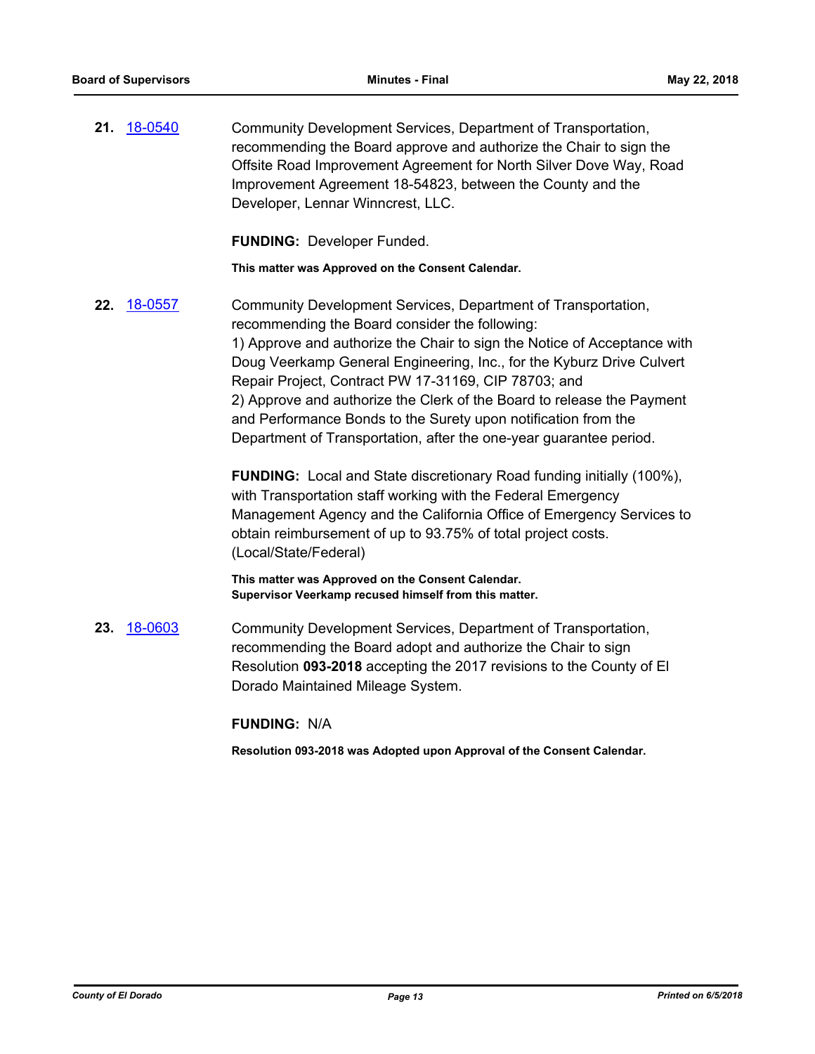**21.** 18-0540 Community Development Services, Department of Transportation, recommending the Board approve and authorize the Chair to sign the Offsite Road Improvement Agreement for North Silver Dove Way, Road Improvement Agreement 18-54823, between the County and the Developer, Lennar Winncrest, LLC.

**FUNDING:** Developer Funded.

**This matter was Approved on the Consent Calendar.**

**22.** 18-0557 Community Development Services, Department of Transportation, recommending the Board consider the following:
1) Approve and authorize the Chair to sign the Notice of Acceptance with Doug Veerkamp General Engineering, Inc., for the Kyburz Drive Culvert Repair Project, Contract PW 17-31169, CIP 78703; and
2) Approve and authorize the Clerk of the Board to release the Payment and Performance Bonds to the Surety upon notification from the Department of Transportation, after the one-year guarantee period.

**FUNDING:** Local and State discretionary Road funding initially (100%), with Transportation staff working with the Federal Emergency Management Agency and the California Office of Emergency Services to obtain reimbursement of up to 93.75% of total project costs. (Local/State/Federal)

**This matter was Approved on the Consent Calendar.**
**Supervisor Veerkamp recused himself from this matter.**

**23.** 18-0603 Community Development Services, Department of Transportation, recommending the Board adopt and authorize the Chair to sign Resolution **093-2018** accepting the 2017 revisions to the County of El Dorado Maintained Mileage System.

**FUNDING:** N/A

**Resolution 093-2018 was Adopted upon Approval of the Consent Calendar.**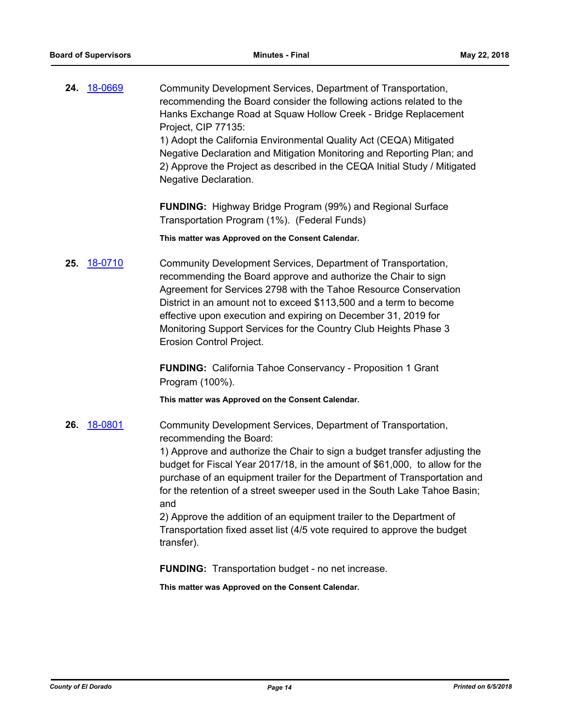**24.** 18-0669

Community Development Services, Department of Transportation, recommending the Board consider the following actions related to the Hanks Exchange Road at Squaw Hollow Creek - Bridge Replacement Project, CIP 77135:
1) Adopt the California Environmental Quality Act (CEQA) Mitigated Negative Declaration and Mitigation Monitoring and Reporting Plan; and
2) Approve the Project as described in the CEQA Initial Study / Mitigated Negative Declaration.

**FUNDING:** Highway Bridge Program (99%) and Regional Surface Transportation Program (1%). (Federal Funds)

**This matter was Approved on the Consent Calendar.**

**25.** 18-0710

Community Development Services, Department of Transportation, recommending the Board approve and authorize the Chair to sign Agreement for Services 2798 with the Tahoe Resource Conservation District in an amount not to exceed $113,500 and a term to become effective upon execution and expiring on December 31, 2019 for Monitoring Support Services for the Country Club Heights Phase 3 Erosion Control Project.

**FUNDING:** California Tahoe Conservancy - Proposition 1 Grant Program (100%).

**This matter was Approved on the Consent Calendar.**

**26.** 18-0801

Community Development Services, Department of Transportation, recommending the Board:
1) Approve and authorize the Chair to sign a budget transfer adjusting the budget for Fiscal Year 2017/18, in the amount of $61,000, to allow for the purchase of an equipment trailer for the Department of Transportation and for the retention of a street sweeper used in the South Lake Tahoe Basin; and
2) Approve the addition of an equipment trailer to the Department of Transportation fixed asset list (4/5 vote required to approve the budget transfer).

**FUNDING:** Transportation budget - no net increase.

**This matter was Approved on the Consent Calendar.**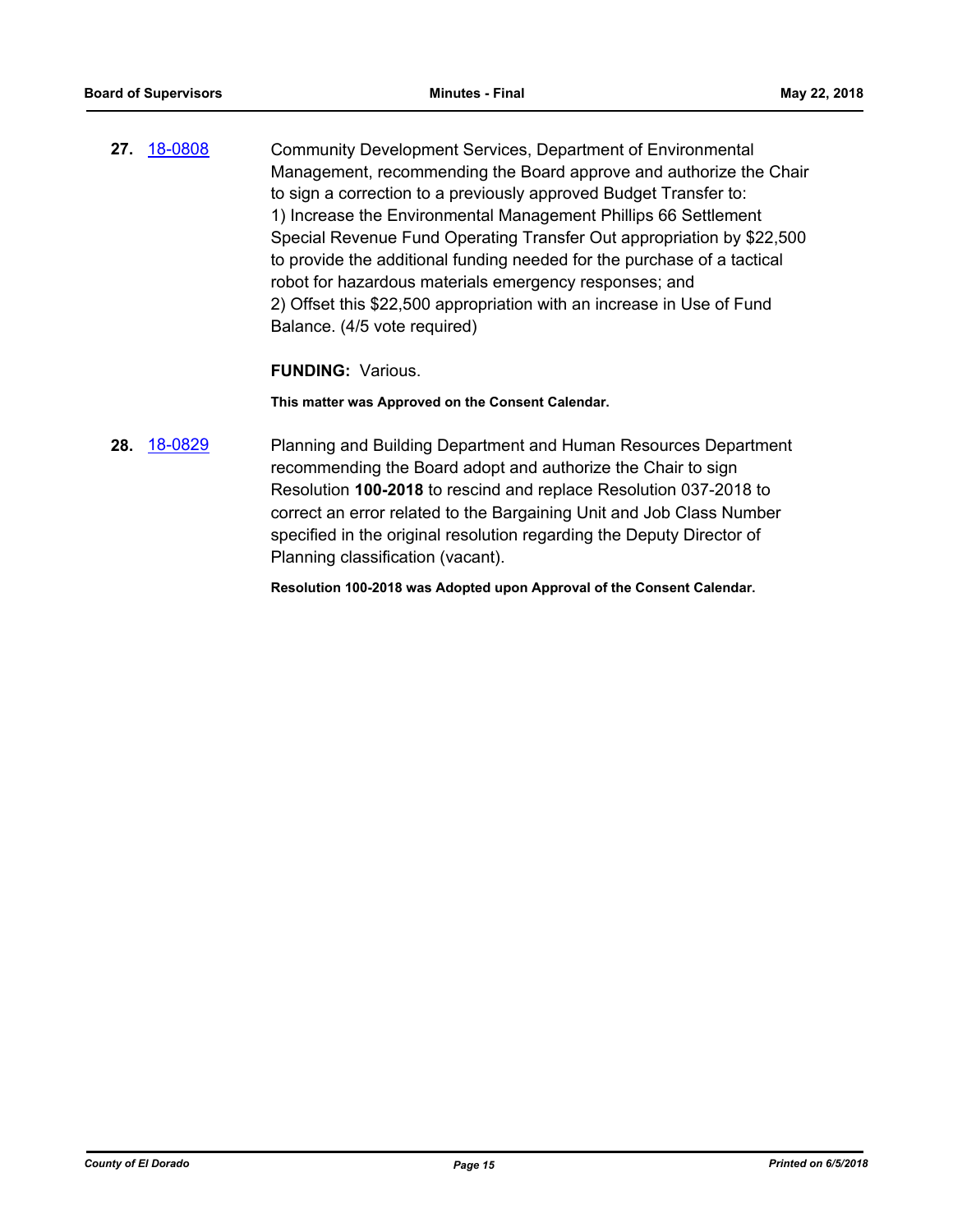**27.** 18-0808

Community Development Services, Department of Environmental Management, recommending the Board approve and authorize the Chair to sign a correction to a previously approved Budget Transfer to:
1) Increase the Environmental Management Phillips 66 Settlement Special Revenue Fund Operating Transfer Out appropriation by $22,500 to provide the additional funding needed for the purchase of a tactical robot for hazardous materials emergency responses; and
2) Offset this $22,500 appropriation with an increase in Use of Fund Balance. (4/5 vote required)

**FUNDING:** Various.

**This matter was Approved on the Consent Calendar.**

**28.** 18-0829

Planning and Building Department and Human Resources Department recommending the Board adopt and authorize the Chair to sign Resolution **100-2018** to rescind and replace Resolution 037-2018 to correct an error related to the Bargaining Unit and Job Class Number specified in the original resolution regarding the Deputy Director of Planning classification (vacant).

**Resolution 100-2018 was Adopted upon Approval of the Consent Calendar.**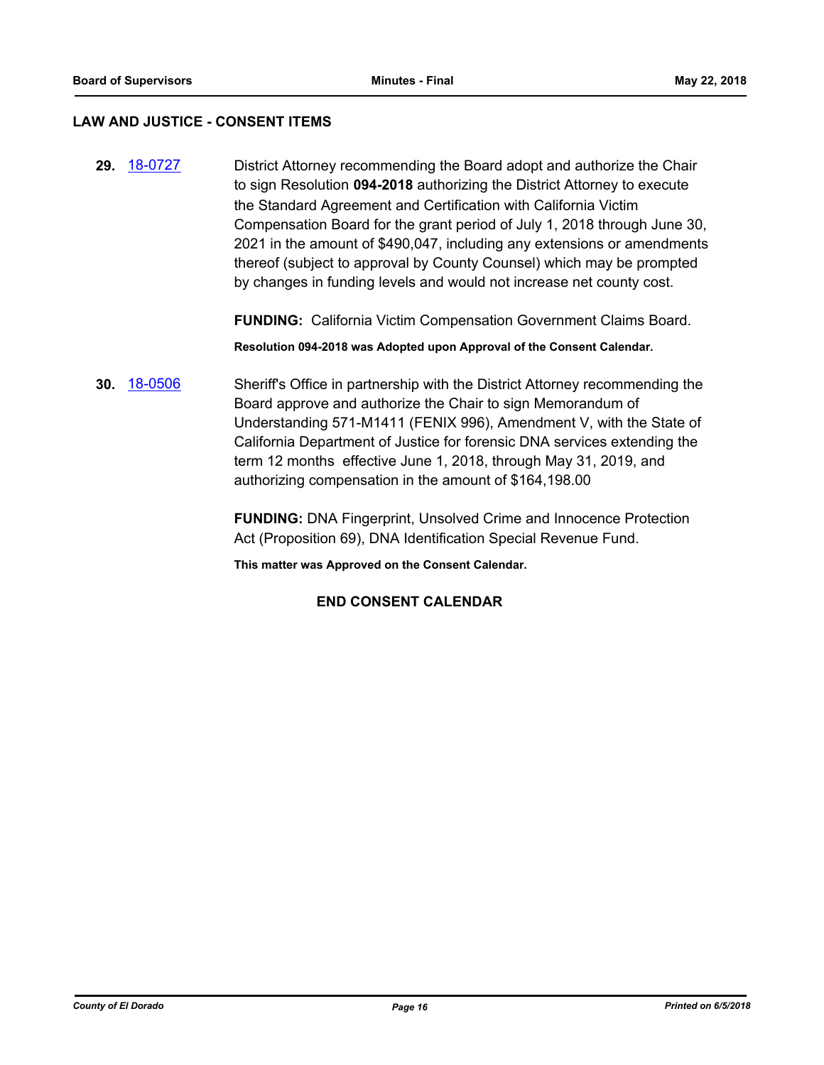## LAW AND JUSTICE - CONSENT ITEMS

**29.** 18-0727 District Attorney recommending the Board adopt and authorize the Chair to sign Resolution **094-2018** authorizing the District Attorney to execute the Standard Agreement and Certification with California Victim Compensation Board for the grant period of July 1, 2018 through June 30, 2021 in the amount of $490,047, including any extensions or amendments thereof (subject to approval by County Counsel) which may be prompted by changes in funding levels and would not increase net county cost.

**FUNDING:** California Victim Compensation Government Claims Board.

**Resolution 094-2018 was Adopted upon Approval of the Consent Calendar.**

**30.** 18-0506 Sheriff's Office in partnership with the District Attorney recommending the Board approve and authorize the Chair to sign Memorandum of Understanding 571-M1411 (FENIX 996), Amendment V, with the State of California Department of Justice for forensic DNA services extending the term 12 months effective June 1, 2018, through May 31, 2019, and authorizing compensation in the amount of $164,198.00

**FUNDING:** DNA Fingerprint, Unsolved Crime and Innocence Protection Act (Proposition 69), DNA Identification Special Revenue Fund.

**This matter was Approved on the Consent Calendar.**

**END CONSENT CALENDAR**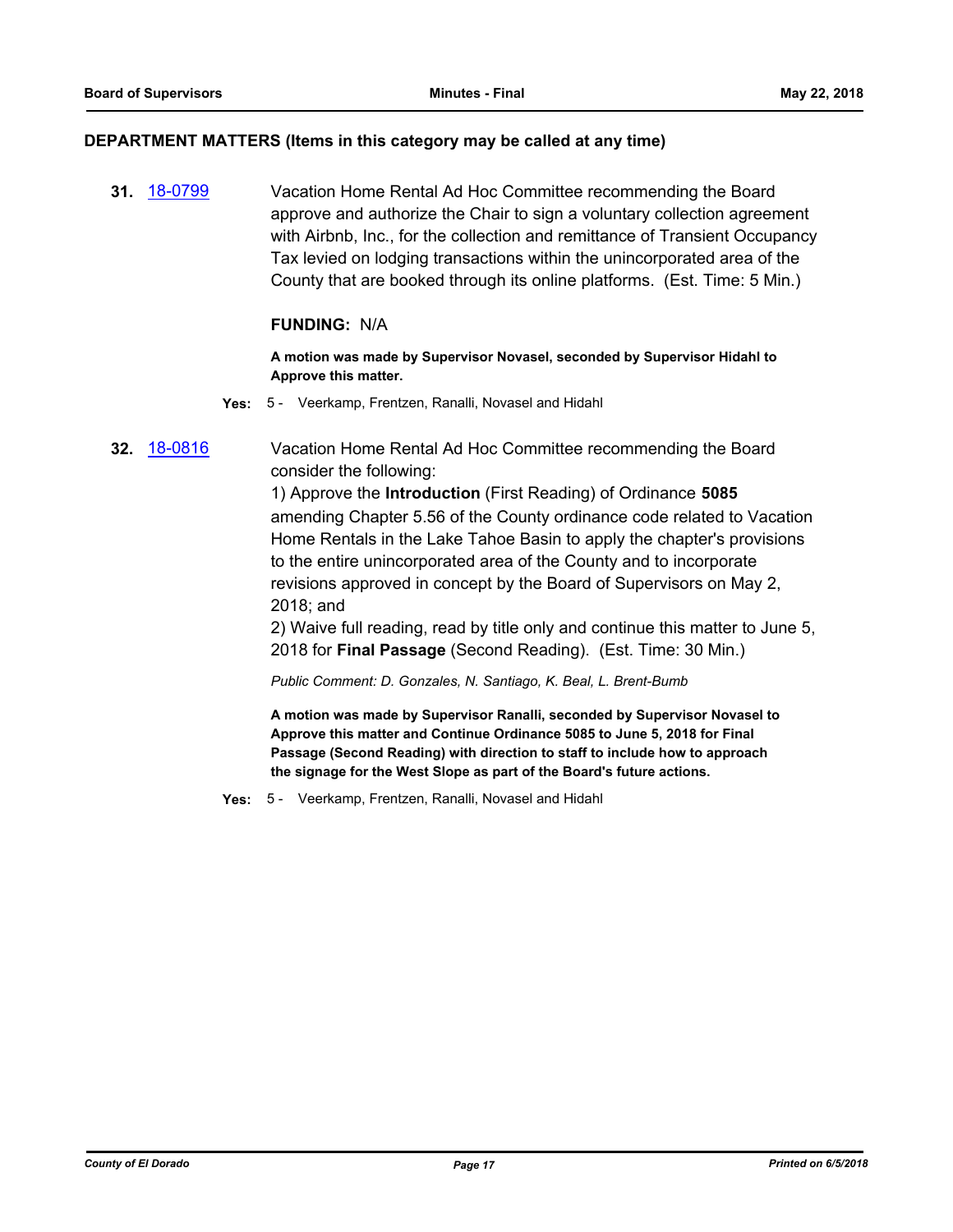## DEPARTMENT MATTERS (Items in this category may be called at any time)

**31.** 18-0799 Vacation Home Rental Ad Hoc Committee recommending the Board approve and authorize the Chair to sign a voluntary collection agreement with Airbnb, Inc., for the collection and remittance of Transient Occupancy Tax levied on lodging transactions within the unincorporated area of the County that are booked through its online platforms. (Est. Time: 5 Min.)

**FUNDING:** N/A

**A motion was made by Supervisor Novasel, seconded by Supervisor Hidahl to Approve this matter.**

**Yes:** 5 - Veerkamp, Frentzen, Ranalli, Novasel and Hidahl

**32.** 18-0816 Vacation Home Rental Ad Hoc Committee recommending the Board consider the following:

1) Approve the **Introduction** (First Reading) of Ordinance **5085** amending Chapter 5.56 of the County ordinance code related to Vacation Home Rentals in the Lake Tahoe Basin to apply the chapter's provisions to the entire unincorporated area of the County and to incorporate revisions approved in concept by the Board of Supervisors on May 2, 2018; and

2) Waive full reading, read by title only and continue this matter to June 5, 2018 for **Final Passage** (Second Reading). (Est. Time: 30 Min.)

*Public Comment: D. Gonzales, N. Santiago, K. Beal, L. Brent-Bumb*

**A motion was made by Supervisor Ranalli, seconded by Supervisor Novasel to Approve this matter and Continue Ordinance 5085 to June 5, 2018 for Final Passage (Second Reading) with direction to staff to include how to approach the signage for the West Slope as part of the Board's future actions.**

**Yes:** 5 - Veerkamp, Frentzen, Ranalli, Novasel and Hidahl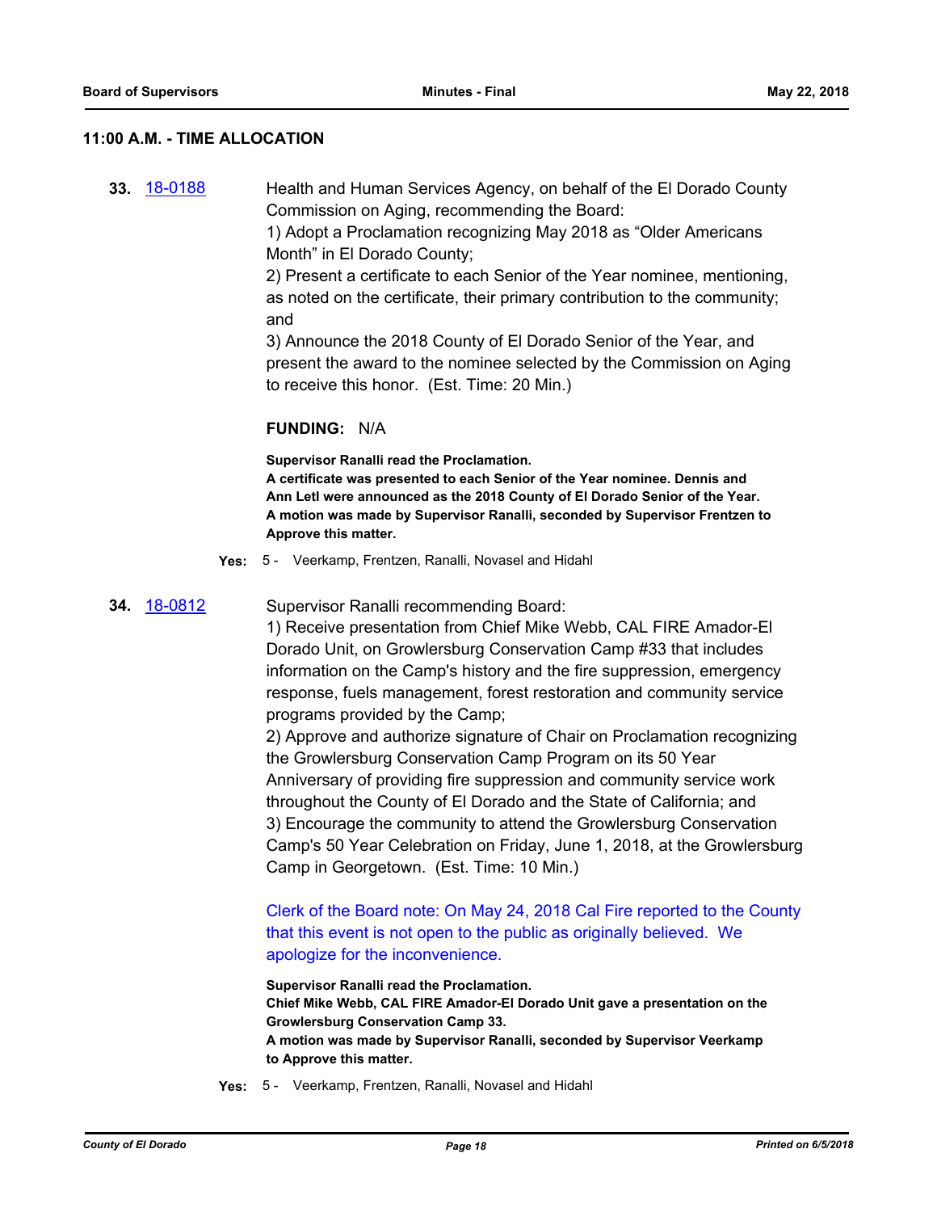### 11:00 A.M. - TIME ALLOCATION

**33.** [18-0188](18-0188)

Health and Human Services Agency, on behalf of the El Dorado County Commission on Aging, recommending the Board:
1) Adopt a Proclamation recognizing May 2018 as "Older Americans Month" in El Dorado County;
2) Present a certificate to each Senior of the Year nominee, mentioning, as noted on the certificate, their primary contribution to the community; and
3) Announce the 2018 County of El Dorado Senior of the Year, and present the award to the nominee selected by the Commission on Aging to receive this honor. (Est. Time: 20 Min.)

**FUNDING:** N/A

**Supervisor Ranalli read the Proclamation.**
**A certificate was presented to each Senior of the Year nominee. Dennis and Ann Letl were announced as the 2018 County of El Dorado Senior of the Year.**
**A motion was made by Supervisor Ranalli, seconded by Supervisor Frentzen to Approve this matter.**

**Yes:** 5 - Veerkamp, Frentzen, Ranalli, Novasel and Hidahl

**34.** [18-0812](18-0812)

Supervisor Ranalli recommending Board:
1) Receive presentation from Chief Mike Webb, CAL FIRE Amador-El Dorado Unit, on Growlersburg Conservation Camp #33 that includes information on the Camp's history and the fire suppression, emergency response, fuels management, forest restoration and community service programs provided by the Camp;
2) Approve and authorize signature of Chair on Proclamation recognizing the Growlersburg Conservation Camp Program on its 50 Year Anniversary of providing fire suppression and community service work throughout the County of El Dorado and the State of California; and
3) Encourage the community to attend the Growlersburg Conservation Camp's 50 Year Celebration on Friday, June 1, 2018, at the Growlersburg Camp in Georgetown. (Est. Time: 10 Min.)

Clerk of the Board note: On May 24, 2018 Cal Fire reported to the County that this event is not open to the public as originally believed. We apologize for the inconvenience.

**Supervisor Ranalli read the Proclamation.**
**Chief Mike Webb, CAL FIRE Amador-El Dorado Unit gave a presentation on the Growlersburg Conservation Camp 33.**
**A motion was made by Supervisor Ranalli, seconded by Supervisor Veerkamp to Approve this matter.**

**Yes:** 5 - Veerkamp, Frentzen, Ranalli, Novasel and Hidahl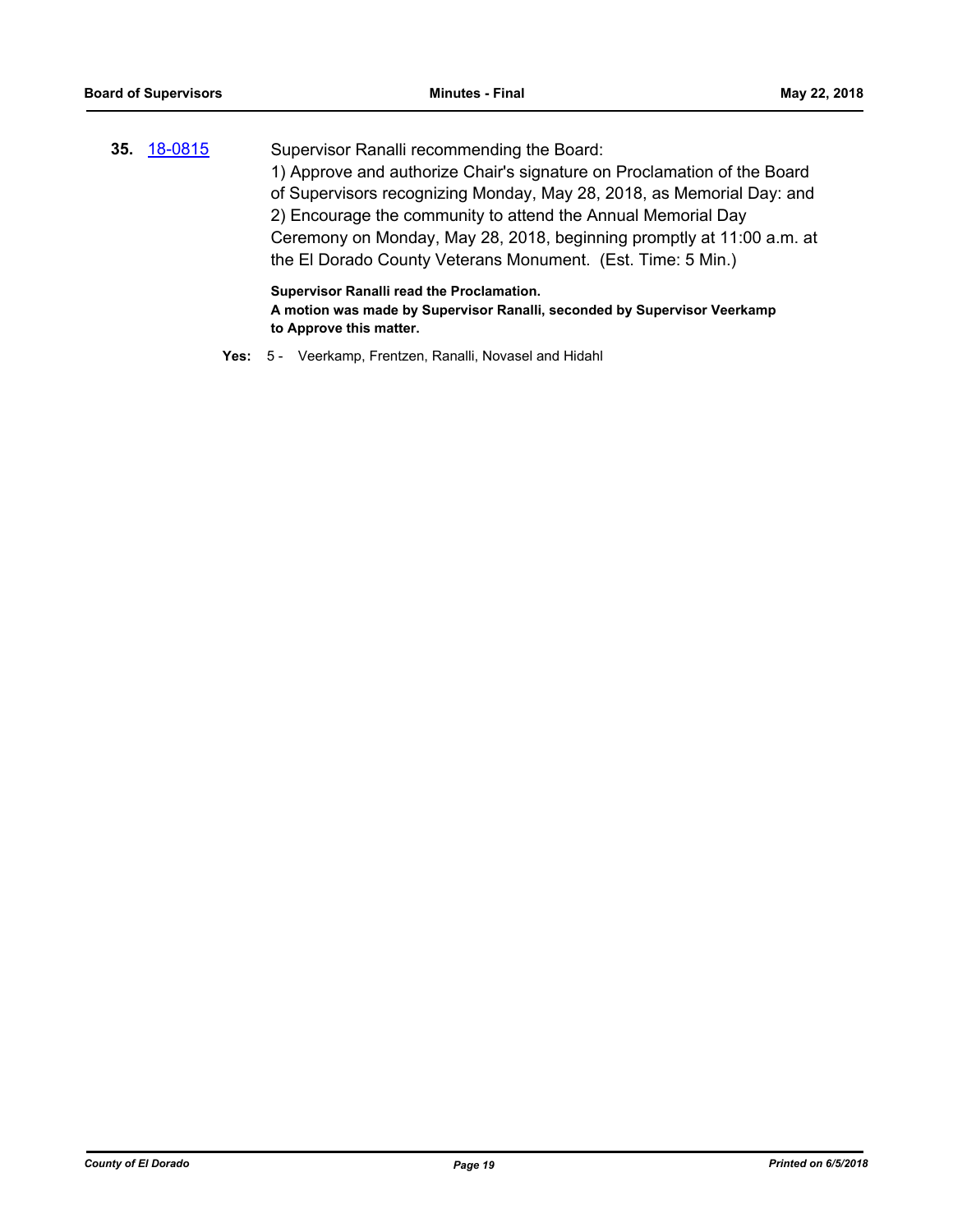**35.** 18-0815

Supervisor Ranalli recommending the Board:
1) Approve and authorize Chair's signature on Proclamation of the Board of Supervisors recognizing Monday, May 28, 2018, as Memorial Day: and
2) Encourage the community to attend the Annual Memorial Day Ceremony on Monday, May 28, 2018, beginning promptly at 11:00 a.m. at the El Dorado County Veterans Monument. (Est. Time: 5 Min.)

**Supervisor Ranalli read the Proclamation.**
**A motion was made by Supervisor Ranalli, seconded by Supervisor Veerkamp to Approve this matter.**

**Yes:** 5 - Veerkamp, Frentzen, Ranalli, Novasel and Hidahl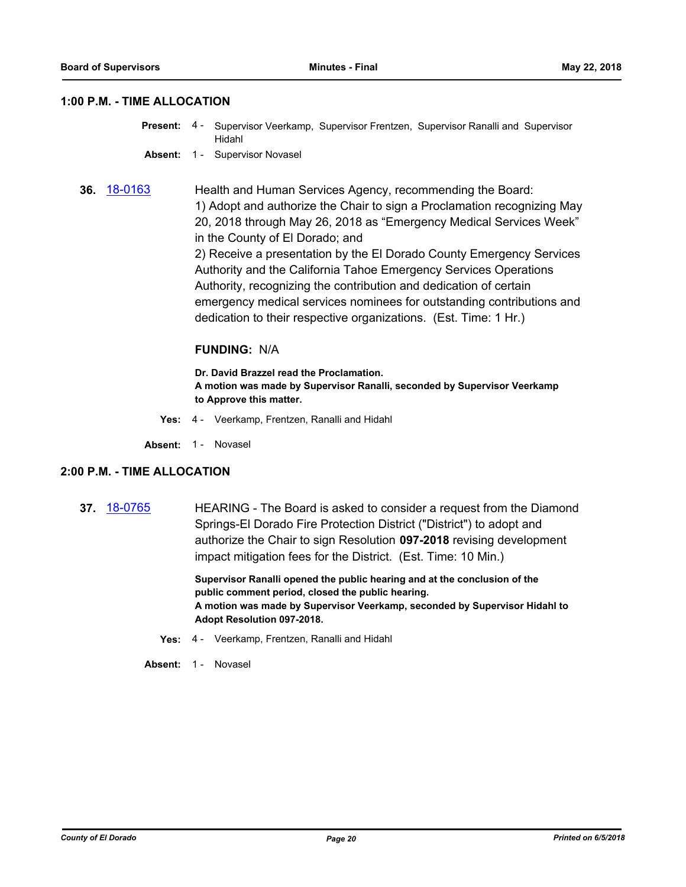## 1:00 P.M. - TIME ALLOCATION

**Present:** 4 - Supervisor Veerkamp, Supervisor Frentzen, Supervisor Ranalli and Supervisor Hidahl

**Absent:** 1 - Supervisor Novasel

**36.** [18-0163](18-0163) Health and Human Services Agency, recommending the Board:
1) Adopt and authorize the Chair to sign a Proclamation recognizing May 20, 2018 through May 26, 2018 as "Emergency Medical Services Week" in the County of El Dorado; and
2) Receive a presentation by the El Dorado County Emergency Services Authority and the California Tahoe Emergency Services Operations Authority, recognizing the contribution and dedication of certain emergency medical services nominees for outstanding contributions and dedication to their respective organizations. (Est. Time: 1 Hr.)

**FUNDING:** N/A

**Dr. David Brazzel read the Proclamation.**
**A motion was made by Supervisor Ranalli, seconded by Supervisor Veerkamp to Approve this matter.**

**Yes:** 4 - Veerkamp, Frentzen, Ranalli and Hidahl

**Absent:** 1 - Novasel

## 2:00 P.M. - TIME ALLOCATION

**37.** [18-0765](18-0765) HEARING - The Board is asked to consider a request from the Diamond Springs-El Dorado Fire Protection District ("District") to adopt and authorize the Chair to sign Resolution **097-2018** revising development impact mitigation fees for the District. (Est. Time: 10 Min.)

**Supervisor Ranalli opened the public hearing and at the conclusion of the public comment period, closed the public hearing.**
**A motion was made by Supervisor Veerkamp, seconded by Supervisor Hidahl to Adopt Resolution 097-2018.**

**Yes:** 4 - Veerkamp, Frentzen, Ranalli and Hidahl

**Absent:** 1 - Novasel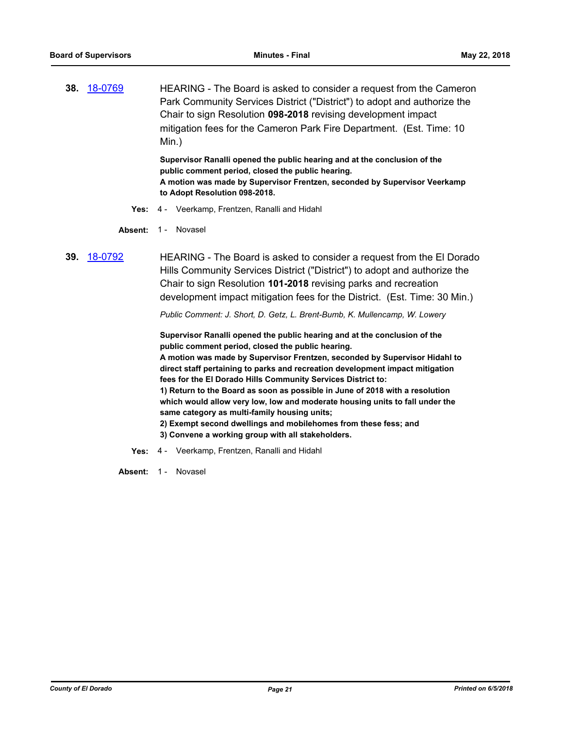**38.** 18-0769

HEARING - The Board is asked to consider a request from the Cameron Park Community Services District ("District") to adopt and authorize the Chair to sign Resolution **098-2018** revising development impact mitigation fees for the Cameron Park Fire Department. (Est. Time: 10 Min.)

**Supervisor Ranalli opened the public hearing and at the conclusion of the public comment period, closed the public hearing.**
**A motion was made by Supervisor Frentzen, seconded by Supervisor Veerkamp to Adopt Resolution 098-2018.**

**Yes:** 4 - Veerkamp, Frentzen, Ranalli and Hidahl

**Absent:** 1 - Novasel

**39.** 18-0792

HEARING - The Board is asked to consider a request from the El Dorado Hills Community Services District ("District") to adopt and authorize the Chair to sign Resolution **101-2018** revising parks and recreation development impact mitigation fees for the District. (Est. Time: 30 Min.)

*Public Comment: J. Short, D. Getz, L. Brent-Bumb, K. Mullencamp, W. Lowery*

**Supervisor Ranalli opened the public hearing and at the conclusion of the public comment period, closed the public hearing.**
**A motion was made by Supervisor Frentzen, seconded by Supervisor Hidahl to direct staff pertaining to parks and recreation development impact mitigation fees for the El Dorado Hills Community Services District to:**
**1) Return to the Board as soon as possible in June of 2018 with a resolution which would allow very low, low and moderate housing units to fall under the same category as multi-family housing units;**
**2) Exempt second dwellings and mobilehomes from these fess; and**
**3) Convene a working group with all stakeholders.**

**Yes:** 4 - Veerkamp, Frentzen, Ranalli and Hidahl

**Absent:** 1 - Novasel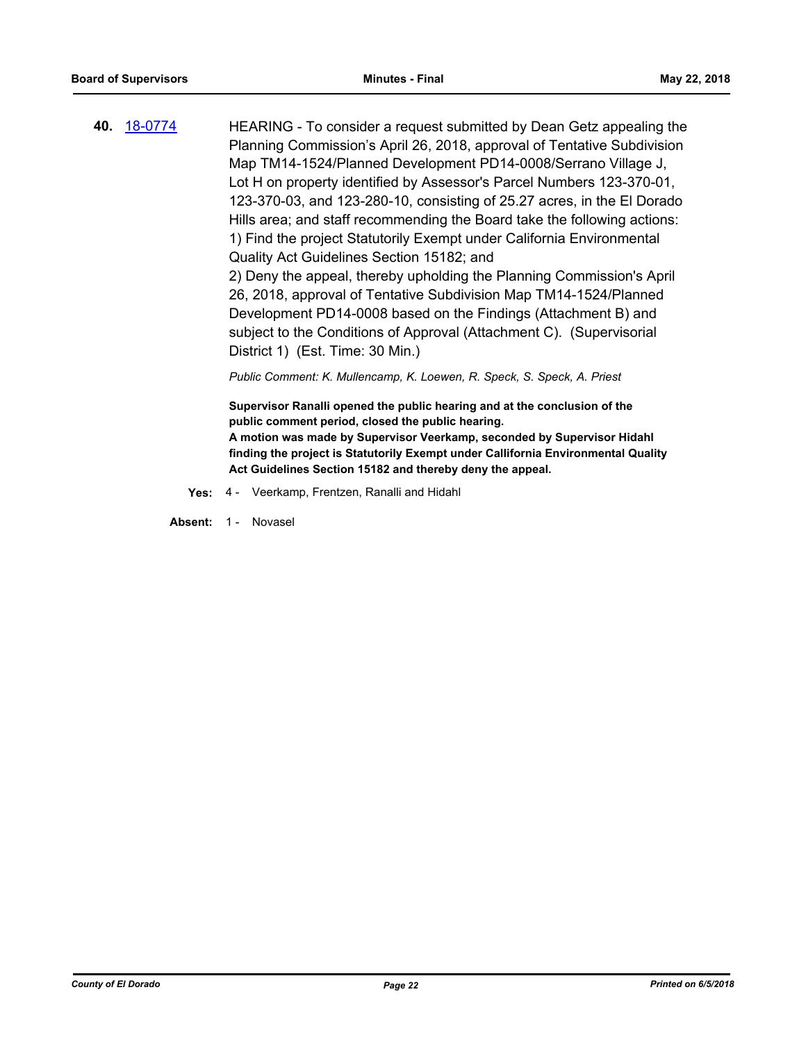**40.** [18-0774](18-0774)

HEARING - To consider a request submitted by Dean Getz appealing the Planning Commission's April 26, 2018, approval of Tentative Subdivision Map TM14-1524/Planned Development PD14-0008/Serrano Village J, Lot H on property identified by Assessor's Parcel Numbers 123-370-01, 123-370-03, and 123-280-10, consisting of 25.27 acres, in the El Dorado Hills area; and staff recommending the Board take the following actions:
1) Find the project Statutorily Exempt under California Environmental Quality Act Guidelines Section 15182; and
2) Deny the appeal, thereby upholding the Planning Commission's April 26, 2018, approval of Tentative Subdivision Map TM14-1524/Planned Development PD14-0008 based on the Findings (Attachment B) and subject to the Conditions of Approval (Attachment C). (Supervisorial District 1) (Est. Time: 30 Min.)

*Public Comment: K. Mullencamp, K. Loewen, R. Speck, S. Speck, A. Priest*

**Supervisor Ranalli opened the public hearing and at the conclusion of the public comment period, closed the public hearing.**
**A motion was made by Supervisor Veerkamp, seconded by Supervisor Hidahl finding the project is Statutorily Exempt under Callifornia Environmental Quality Act Guidelines Section 15182 and thereby deny the appeal.**

**Yes:** 4 - Veerkamp, Frentzen, Ranalli and Hidahl

**Absent:** 1 - Novasel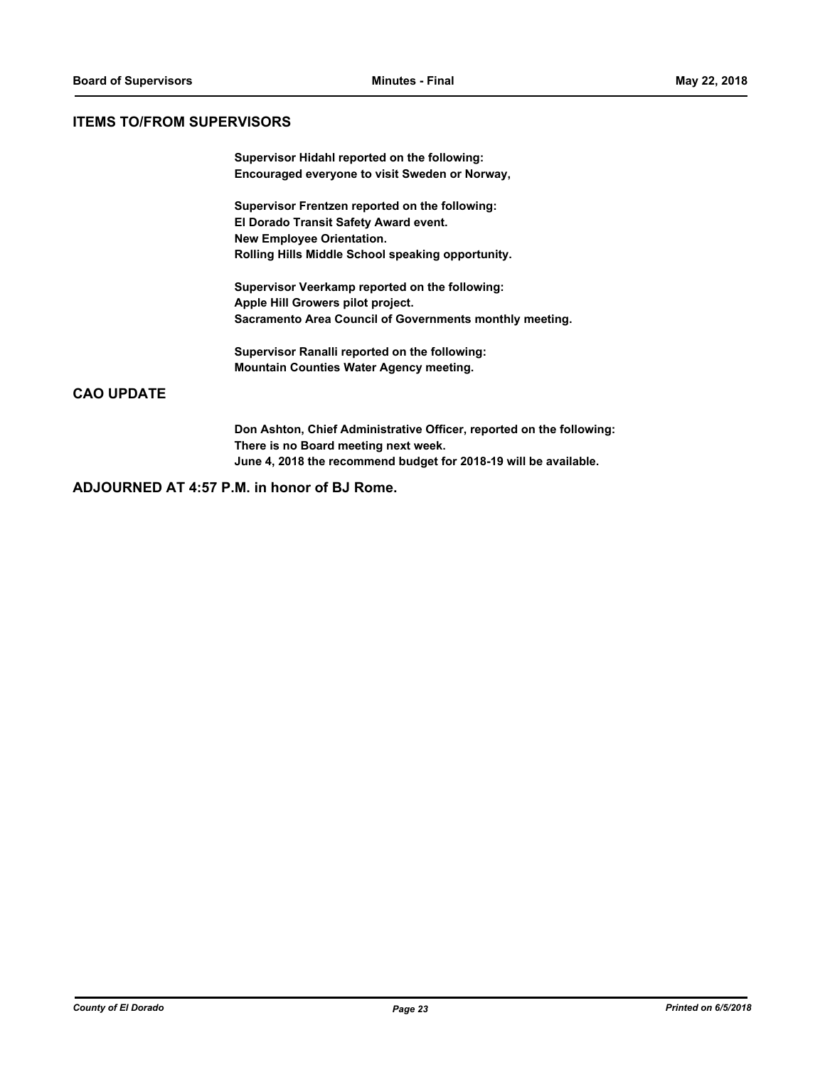## ITEMS TO/FROM SUPERVISORS

**Supervisor Hidahl reported on the following:**
**Encouraged everyone to visit Sweden or Norway,**

**Supervisor Frentzen reported on the following:**
**El Dorado Transit Safety Award event.**
**New Employee Orientation.**
**Rolling Hills Middle School speaking opportunity.**

**Supervisor Veerkamp reported on the following:**
**Apple Hill Growers pilot project.**
**Sacramento Area Council of Governments monthly meeting.**

**Supervisor Ranalli reported on the following:**
**Mountain Counties Water Agency meeting.**

## CAO UPDATE

**Don Ashton, Chief Administrative Officer, reported on the following:**
**There is no Board meeting next week.**
**June 4, 2018 the recommend budget for 2018-19 will be available.**

## ADJOURNED AT 4:57 P.M. in honor of BJ Rome.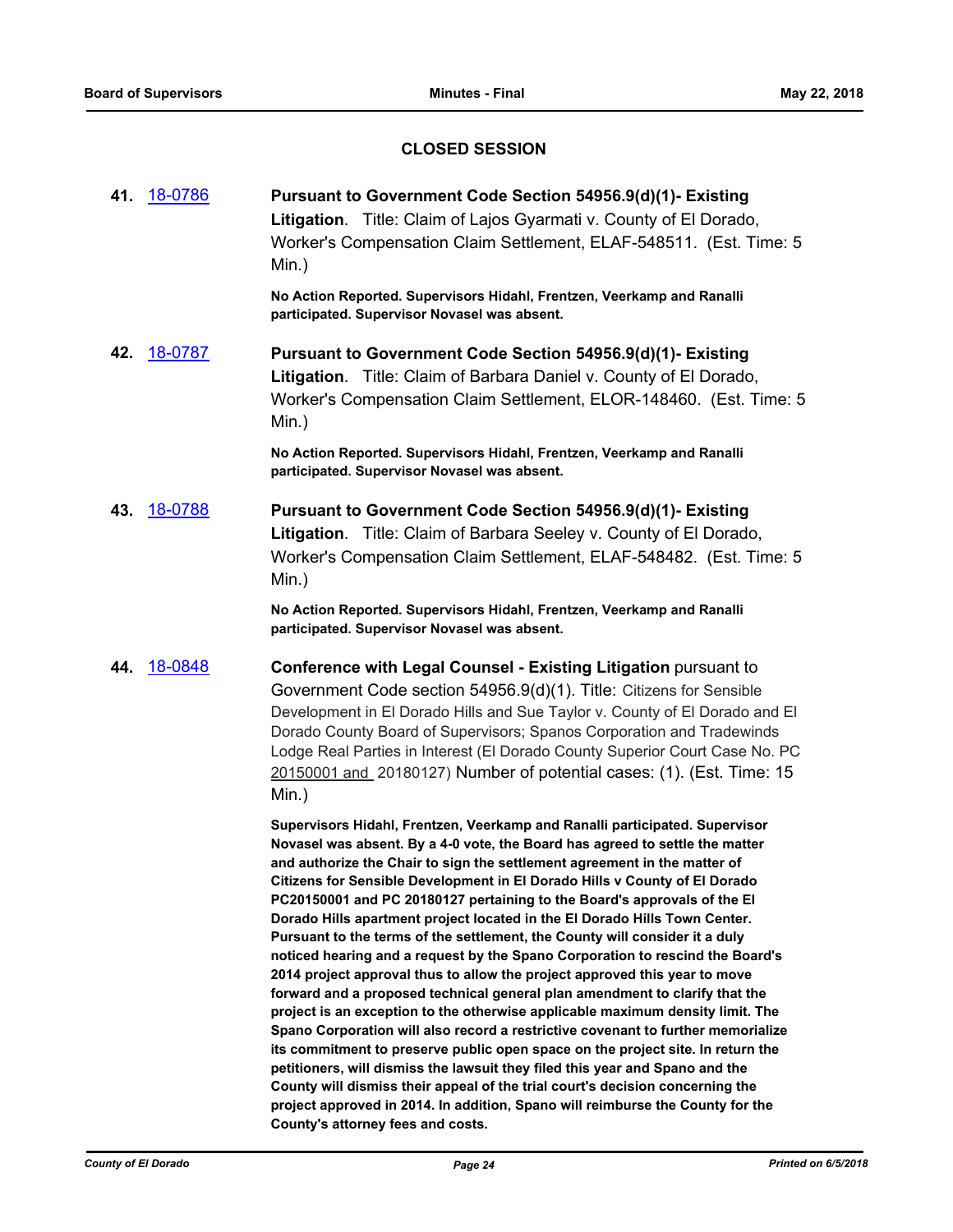## CLOSED SESSION

**41.** 18-0786

**Pursuant to Government Code Section 54956.9(d)(1)- Existing Litigation**. Title: Claim of Lajos Gyarmati v. County of El Dorado, Worker's Compensation Claim Settlement, ELAF-548511. (Est. Time: 5 Min.)

**No Action Reported. Supervisors Hidahl, Frentzen, Veerkamp and Ranalli participated. Supervisor Novasel was absent.**

**42.** 18-0787

**Pursuant to Government Code Section 54956.9(d)(1)- Existing Litigation**. Title: Claim of Barbara Daniel v. County of El Dorado, Worker's Compensation Claim Settlement, ELOR-148460. (Est. Time: 5 Min.)

**No Action Reported. Supervisors Hidahl, Frentzen, Veerkamp and Ranalli participated. Supervisor Novasel was absent.**

**43.** 18-0788

**Pursuant to Government Code Section 54956.9(d)(1)- Existing Litigation**. Title: Claim of Barbara Seeley v. County of El Dorado, Worker's Compensation Claim Settlement, ELAF-548482. (Est. Time: 5 Min.)

**No Action Reported. Supervisors Hidahl, Frentzen, Veerkamp and Ranalli participated. Supervisor Novasel was absent.**

**44.** 18-0848

**Conference with Legal Counsel - Existing Litigation** pursuant to Government Code section 54956.9(d)(1). Title: Citizens for Sensible Development in El Dorado Hills and Sue Taylor v. County of El Dorado and El Dorado County Board of Supervisors; Spanos Corporation and Tradewinds Lodge Real Parties in Interest (El Dorado County Superior Court Case No. PC 20150001 and 20180127) Number of potential cases: (1). (Est. Time: 15 Min.)

**Supervisors Hidahl, Frentzen, Veerkamp and Ranalli participated. Supervisor Novasel was absent. By a 4-0 vote, the Board has agreed to settle the matter and authorize the Chair to sign the settlement agreement in the matter of Citizens for Sensible Development in El Dorado Hills v County of El Dorado PC20150001 and PC 20180127 pertaining to the Board's approvals of the El Dorado Hills apartment project located in the El Dorado Hills Town Center. Pursuant to the terms of the settlement, the County will consider it a duly noticed hearing and a request by the Spano Corporation to rescind the Board's 2014 project approval thus to allow the project approved this year to move forward and a proposed technical general plan amendment to clarify that the project is an exception to the otherwise applicable maximum density limit. The Spano Corporation will also record a restrictive covenant to further memorialize its commitment to preserve public open space on the project site. In return the petitioners, will dismiss the lawsuit they filed this year and Spano and the County will dismiss their appeal of the trial court's decision concerning the project approved in 2014. In addition, Spano will reimburse the County for the County's attorney fees and costs.**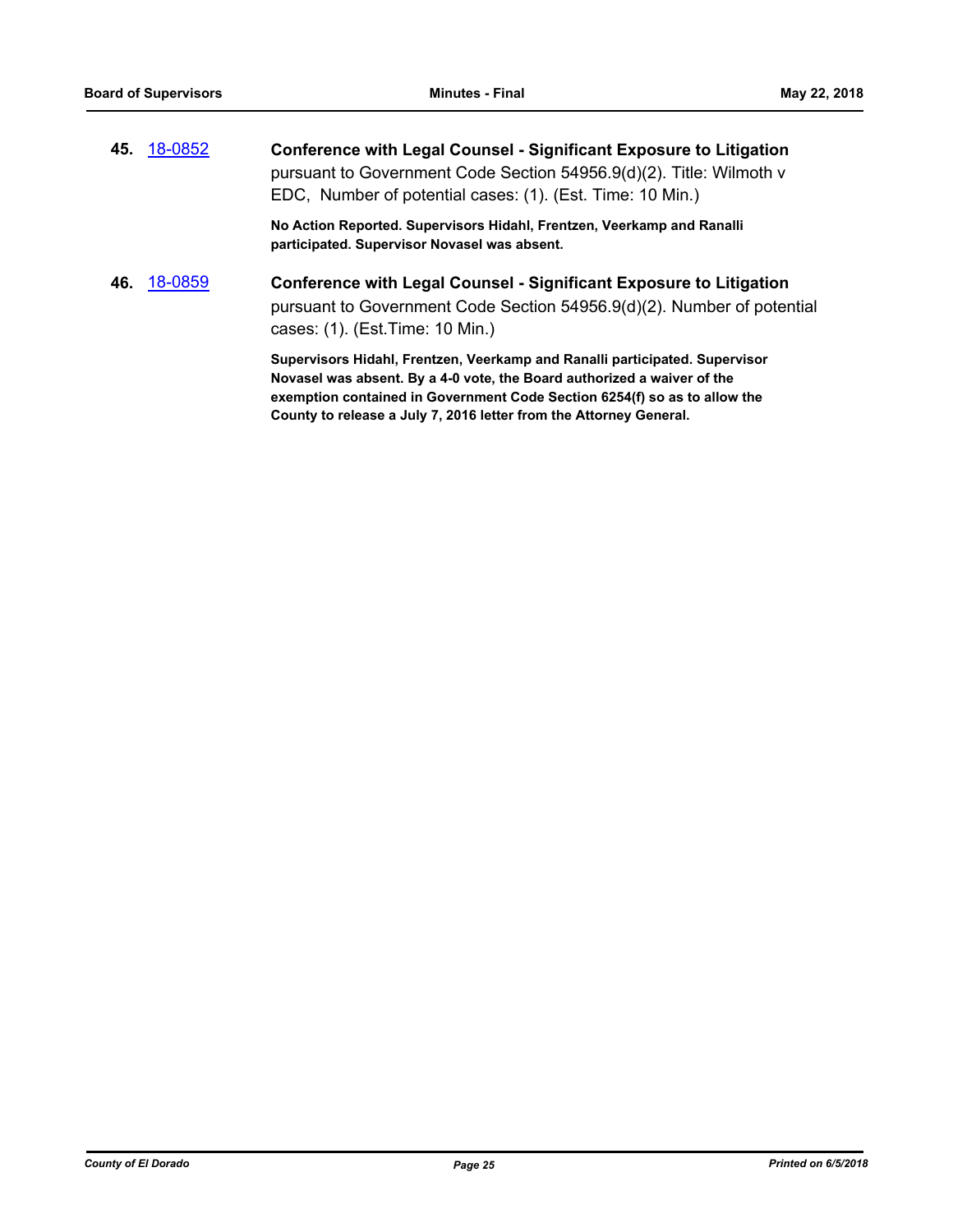**45.** 18-0852 **Conference with Legal Counsel - Significant Exposure to Litigation** pursuant to Government Code Section 54956.9(d)(2). Title: Wilmoth v EDC, Number of potential cases: (1). (Est. Time: 10 Min.)

**No Action Reported. Supervisors Hidahl, Frentzen, Veerkamp and Ranalli participated. Supervisor Novasel was absent.**

**46.** 18-0859 **Conference with Legal Counsel - Significant Exposure to Litigation** pursuant to Government Code Section 54956.9(d)(2). Number of potential cases: (1). (Est.Time: 10 Min.)

**Supervisors Hidahl, Frentzen, Veerkamp and Ranalli participated. Supervisor Novasel was absent. By a 4-0 vote, the Board authorized a waiver of the exemption contained in Government Code Section 6254(f) so as to allow the County to release a July 7, 2016 letter from the Attorney General.**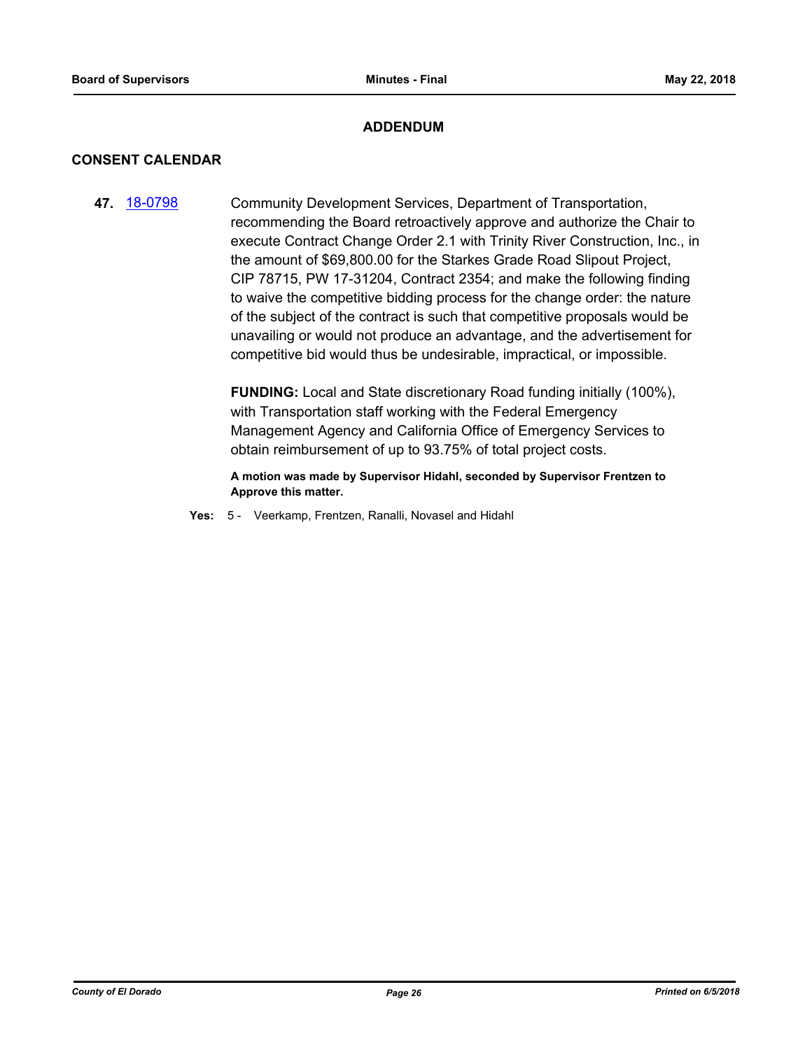## ADDENDUM

### CONSENT CALENDAR

**47.** 18-0798 Community Development Services, Department of Transportation, recommending the Board retroactively approve and authorize the Chair to execute Contract Change Order 2.1 with Trinity River Construction, Inc., in the amount of $69,800.00 for the Starkes Grade Road Slipout Project, CIP 78715, PW 17-31204, Contract 2354; and make the following finding to waive the competitive bidding process for the change order: the nature of the subject of the contract is such that competitive proposals would be unavailing or would not produce an advantage, and the advertisement for competitive bid would thus be undesirable, impractical, or impossible.

**FUNDING:** Local and State discretionary Road funding initially (100%), with Transportation staff working with the Federal Emergency Management Agency and California Office of Emergency Services to obtain reimbursement of up to 93.75% of total project costs.

**A motion was made by Supervisor Hidahl, seconded by Supervisor Frentzen to Approve this matter.**

**Yes:** 5 - Veerkamp, Frentzen, Ranalli, Novasel and Hidahl